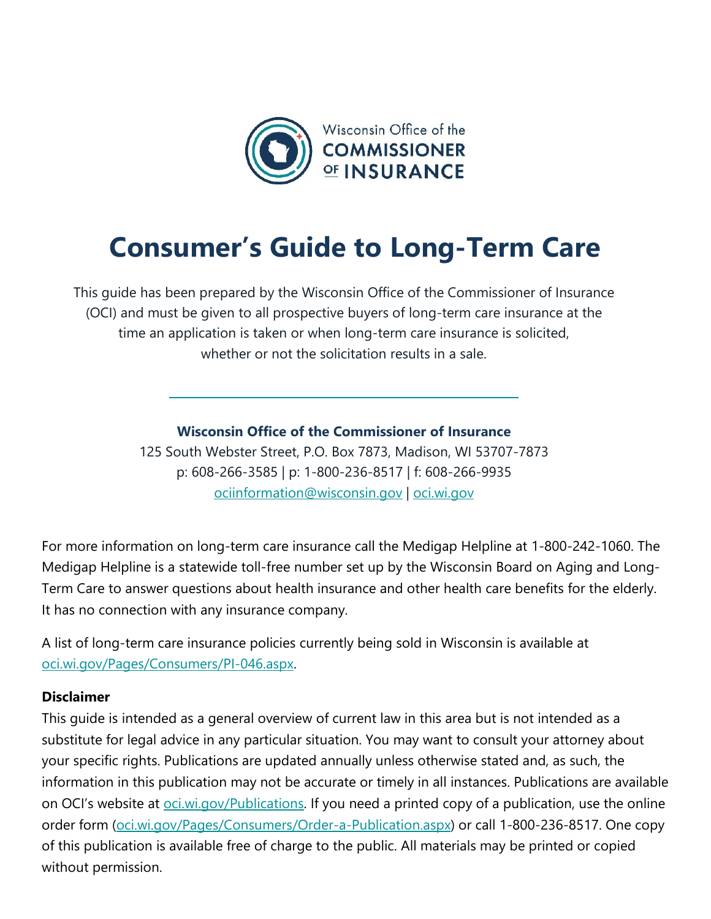Wisconsin Office of the COMMISSIONER OF INSURANCE

# Consumer's Guide to Long-Term Care

This guide has been prepared by the Wisconsin Office of the Commissioner of Insurance (OCI) and must be given to all prospective buyers of long-term care insurance at the time an application is taken or when long-term care insurance is solicited, whether or not the solicitation results in a sale.

---

**Wisconsin Office of the Commissioner of Insurance**
125 South Webster Street, P.O. Box 7873, Madison, WI 53707-7873
p: 608-266-3585 | p: 1-800-236-8517 | f: 608-266-9935
ociinformation@wisconsin.gov | oci.wi.gov

For more information on long-term care insurance call the Medigap Helpline at 1-800-242-1060. The Medigap Helpline is a statewide toll-free number set up by the Wisconsin Board on Aging and Long-Term Care to answer questions about health insurance and other health care benefits for the elderly. It has no connection with any insurance company.

A list of long-term care insurance policies currently being sold in Wisconsin is available at oci.wi.gov/Pages/Consumers/PI-046.aspx.

**Disclaimer**
This guide is intended as a general overview of current law in this area but is not intended as a substitute for legal advice in any particular situation. You may want to consult your attorney about your specific rights. Publications are updated annually unless otherwise stated and, as such, the information in this publication may not be accurate or timely in all instances. Publications are available on OCI's website at oci.wi.gov/Publications. If you need a printed copy of a publication, use the online order form (oci.wi.gov/Pages/Consumers/Order-a-Publication.aspx) or call 1-800-236-8517. One copy of this publication is available free of charge to the public. All materials may be printed or copied without permission.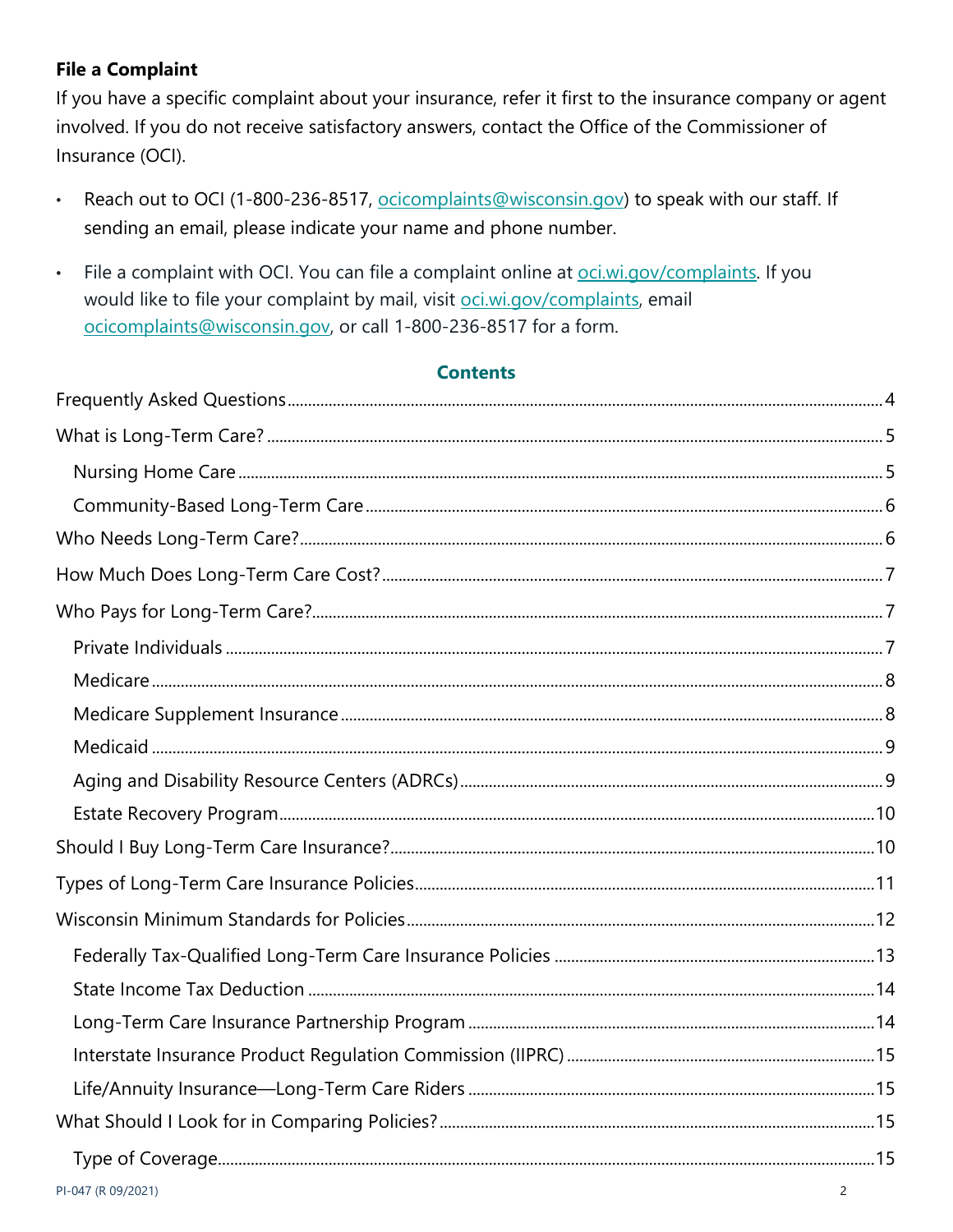### File a Complaint

If you have a specific complaint about your insurance, refer it first to the insurance company or agent involved. If you do not receive satisfactory answers, contact the Office of the Commissioner of Insurance (OCI).

- Reach out to OCI (1-800-236-8517, ocicomplaints@wisconsin.gov) to speak with our staff. If sending an email, please indicate your name and phone number.
- File a complaint with OCI. You can file a complaint online at oci.wi.gov/complaints. If you would like to file your complaint by mail, visit oci.wi.gov/complaints, email ocicomplaints@wisconsin.gov, or call 1-800-236-8517 for a form.

## Contents

- Frequently Asked Questions ... 4
- What is Long-Term Care? ... 5
  - Nursing Home Care ... 5
  - Community-Based Long-Term Care ... 6
- Who Needs Long-Term Care? ... 6
- How Much Does Long-Term Care Cost? ... 7
- Who Pays for Long-Term Care? ... 7
  - Private Individuals ... 7
  - Medicare ... 8
  - Medicare Supplement Insurance ... 8
  - Medicaid ... 9
  - Aging and Disability Resource Centers (ADRCs) ... 9
  - Estate Recovery Program ... 10
- Should I Buy Long-Term Care Insurance? ... 10
- Types of Long-Term Care Insurance Policies ... 11
- Wisconsin Minimum Standards for Policies ... 12
  - Federally Tax-Qualified Long-Term Care Insurance Policies ... 13
  - State Income Tax Deduction ... 14
  - Long-Term Care Insurance Partnership Program ... 14
  - Interstate Insurance Product Regulation Commission (IIPRC) ... 15
  - Life/Annuity Insurance—Long-Term Care Riders ... 15
- What Should I Look for in Comparing Policies? ... 15
  - Type of Coverage ... 15

PI-047 (R 09/2021)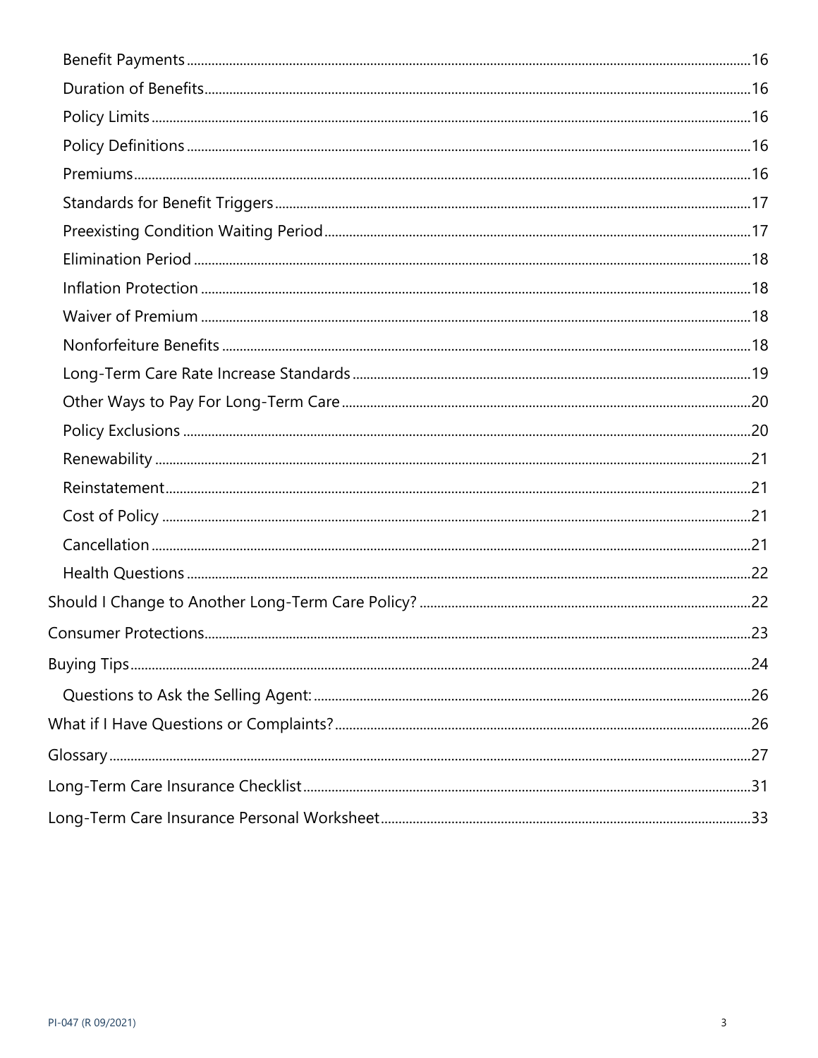- Benefit Payments ....................................................................................................................................16
- Duration of Benefits..................................................................................................................................16
- Policy Limits ..............................................................................................................................................16
- Policy Definitions .....................................................................................................................................16
- Premiums...................................................................................................................................................16
- Standards for Benefit Triggers ...............................................................................................................17
- Preexisting Condition Waiting Period...................................................................................................17
- Elimination Period ...................................................................................................................................18
- Inflation Protection ..................................................................................................................................18
- Waiver of Premium ..................................................................................................................................18
- Nonforfeiture Benefits ............................................................................................................................18
- Long-Term Care Rate Increase Standards ...........................................................................................19
- Other Ways to Pay For Long-Term Care ..............................................................................................20
- Policy Exclusions ......................................................................................................................................20
- Renewability ..............................................................................................................................................21
- Reinstatement...........................................................................................................................................21
- Cost of Policy ............................................................................................................................................21
- Cancellation ..............................................................................................................................................21
- Health Questions ......................................................................................................................................22

Should I Change to Another Long-Term Care Policy? ........................................................................22

Consumer Protections.................................................................................................................................23

Buying Tips....................................................................................................................................................24

- Questions to Ask the Selling Agent: .....................................................................................................26

What if I Have Questions or Complaints?...............................................................................................26

Glossary .........................................................................................................................................................27

Long-Term Care Insurance Checklist.......................................................................................................31

Long-Term Care Insurance Personal Worksheet....................................................................................33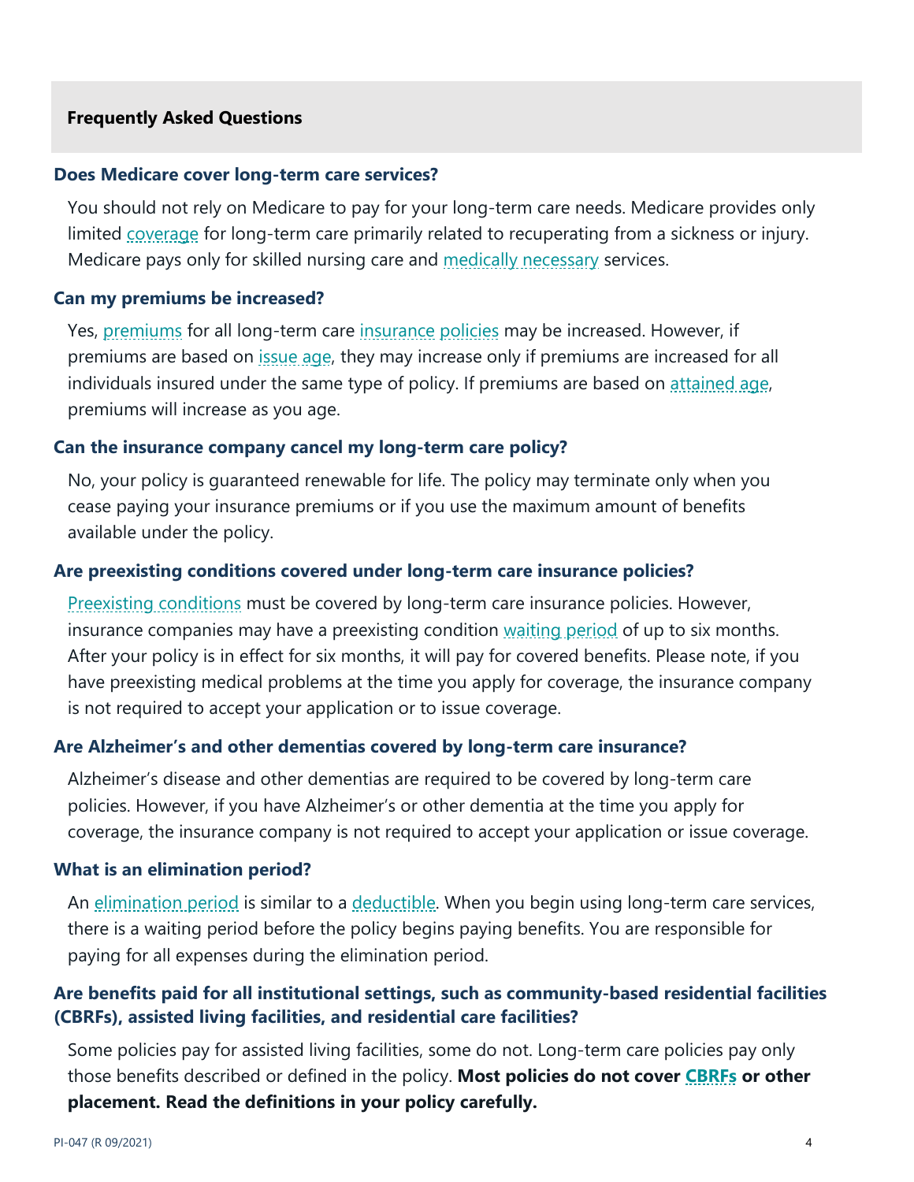## Frequently Asked Questions

### Does Medicare cover long-term care services?

You should not rely on Medicare to pay for your long-term care needs. Medicare provides only limited coverage for long-term care primarily related to recuperating from a sickness or injury. Medicare pays only for skilled nursing care and medically necessary services.

### Can my premiums be increased?

Yes, premiums for all long-term care insurance policies may be increased. However, if premiums are based on issue age, they may increase only if premiums are increased for all individuals insured under the same type of policy. If premiums are based on attained age, premiums will increase as you age.

### Can the insurance company cancel my long-term care policy?

No, your policy is guaranteed renewable for life. The policy may terminate only when you cease paying your insurance premiums or if you use the maximum amount of benefits available under the policy.

### Are preexisting conditions covered under long-term care insurance policies?

Preexisting conditions must be covered by long-term care insurance policies. However, insurance companies may have a preexisting condition waiting period of up to six months. After your policy is in effect for six months, it will pay for covered benefits. Please note, if you have preexisting medical problems at the time you apply for coverage, the insurance company is not required to accept your application or to issue coverage.

### Are Alzheimer's and other dementias covered by long-term care insurance?

Alzheimer's disease and other dementias are required to be covered by long-term care policies. However, if you have Alzheimer's or other dementia at the time you apply for coverage, the insurance company is not required to accept your application or issue coverage.

### What is an elimination period?

An elimination period is similar to a deductible. When you begin using long-term care services, there is a waiting period before the policy begins paying benefits. You are responsible for paying for all expenses during the elimination period.

### Are benefits paid for all institutional settings, such as community-based residential facilities (CBRFs), assisted living facilities, and residential care facilities?

Some policies pay for assisted living facilities, some do not. Long-term care policies pay only those benefits described or defined in the policy. **Most policies do not cover CBRFs or other placement. Read the definitions in your policy carefully.**

PI-047 (R 09/2021)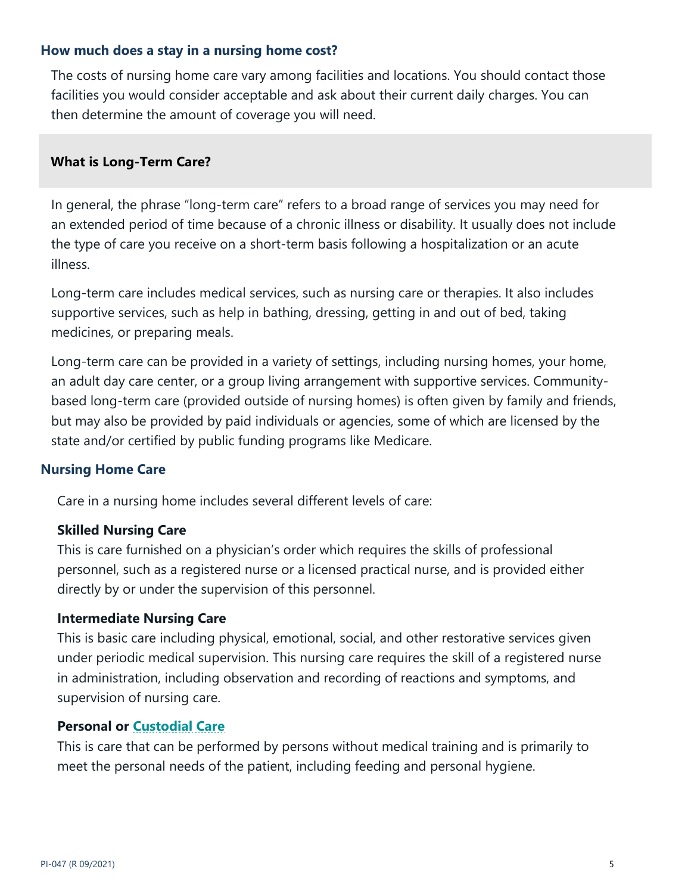### How much does a stay in a nursing home cost?

The costs of nursing home care vary among facilities and locations. You should contact those facilities you would consider acceptable and ask about their current daily charges. You can then determine the amount of coverage you will need.

## What is Long-Term Care?

In general, the phrase "long-term care" refers to a broad range of services you may need for an extended period of time because of a chronic illness or disability. It usually does not include the type of care you receive on a short-term basis following a hospitalization or an acute illness.

Long-term care includes medical services, such as nursing care or therapies. It also includes supportive services, such as help in bathing, dressing, getting in and out of bed, taking medicines, or preparing meals.

Long-term care can be provided in a variety of settings, including nursing homes, your home, an adult day care center, or a group living arrangement with supportive services. Community-based long-term care (provided outside of nursing homes) is often given by family and friends, but may also be provided by paid individuals or agencies, some of which are licensed by the state and/or certified by public funding programs like Medicare.

### Nursing Home Care

Care in a nursing home includes several different levels of care:

**Skilled Nursing Care**
This is care furnished on a physician's order which requires the skills of professional personnel, such as a registered nurse or a licensed practical nurse, and is provided either directly by or under the supervision of this personnel.

**Intermediate Nursing Care**
This is basic care including physical, emotional, social, and other restorative services given under periodic medical supervision. This nursing care requires the skill of a registered nurse in administration, including observation and recording of reactions and symptoms, and supervision of nursing care.

**Personal or Custodial Care**
This is care that can be performed by persons without medical training and is primarily to meet the personal needs of the patient, including feeding and personal hygiene.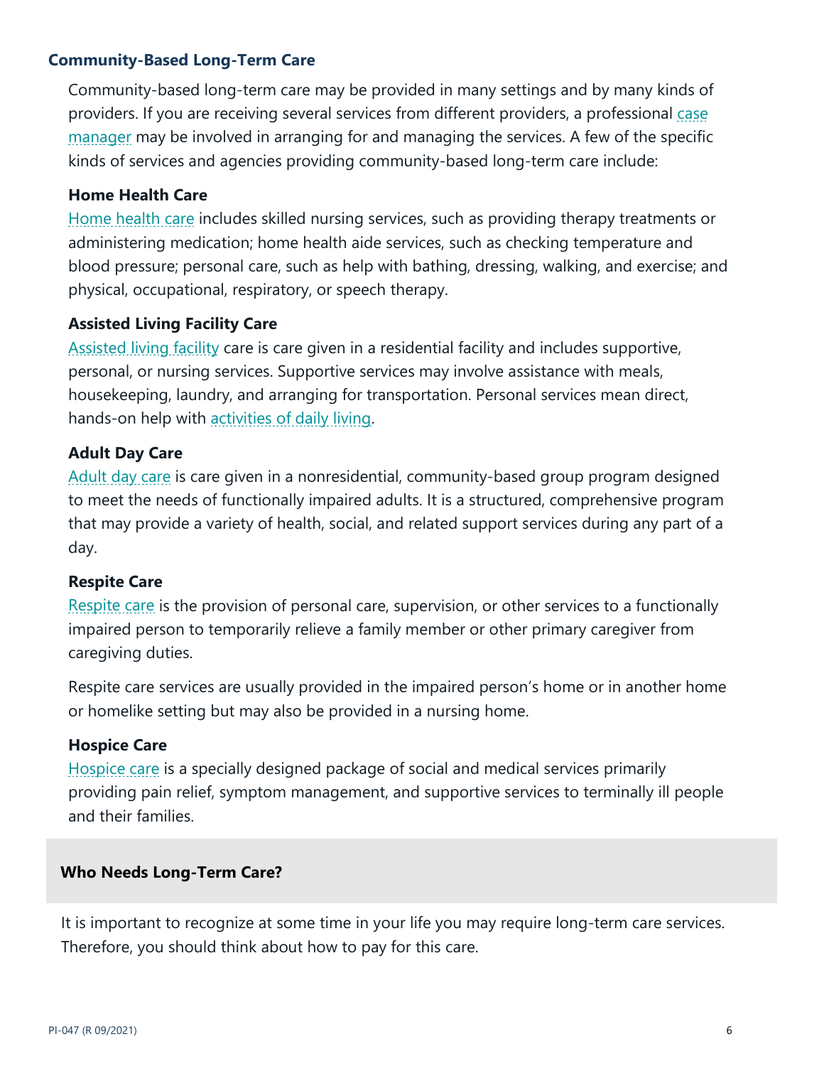### Community-Based Long-Term Care

Community-based long-term care may be provided in many settings and by many kinds of providers. If you are receiving several services from different providers, a professional case manager may be involved in arranging for and managing the services. A few of the specific kinds of services and agencies providing community-based long-term care include:

#### Home Health Care

Home health care includes skilled nursing services, such as providing therapy treatments or administering medication; home health aide services, such as checking temperature and blood pressure; personal care, such as help with bathing, dressing, walking, and exercise; and physical, occupational, respiratory, or speech therapy.

#### Assisted Living Facility Care

Assisted living facility care is care given in a residential facility and includes supportive, personal, or nursing services. Supportive services may involve assistance with meals, housekeeping, laundry, and arranging for transportation. Personal services mean direct, hands-on help with activities of daily living.

#### Adult Day Care

Adult day care is care given in a nonresidential, community-based group program designed to meet the needs of functionally impaired adults. It is a structured, comprehensive program that may provide a variety of health, social, and related support services during any part of a day.

#### Respite Care

Respite care is the provision of personal care, supervision, or other services to a functionally impaired person to temporarily relieve a family member or other primary caregiver from caregiving duties.

Respite care services are usually provided in the impaired person's home or in another home or homelike setting but may also be provided in a nursing home.

#### Hospice Care

Hospice care is a specially designed package of social and medical services primarily providing pain relief, symptom management, and supportive services to terminally ill people and their families.

## Who Needs Long-Term Care?

It is important to recognize at some time in your life you may require long-term care services. Therefore, you should think about how to pay for this care.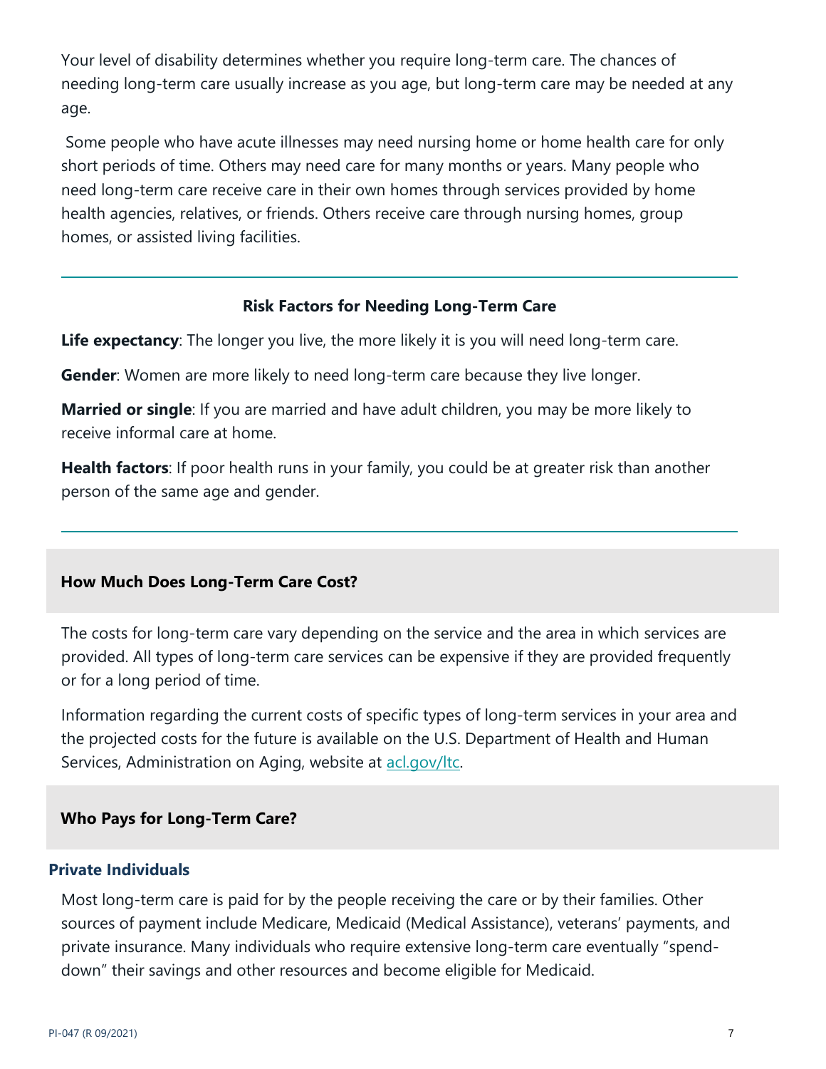Your level of disability determines whether you require long-term care. The chances of needing long-term care usually increase as you age, but long-term care may be needed at any age.

Some people who have acute illnesses may need nursing home or home health care for only short periods of time. Others may need care for many months or years. Many people who need long-term care receive care in their own homes through services provided by home health agencies, relatives, or friends. Others receive care through nursing homes, group homes, or assisted living facilities.

---

**Risk Factors for Needing Long-Term Care**

**Life expectancy**: The longer you live, the more likely it is you will need long-term care.

**Gender**: Women are more likely to need long-term care because they live longer.

**Married or single**: If you are married and have adult children, you may be more likely to receive informal care at home.

**Health factors**: If poor health runs in your family, you could be at greater risk than another person of the same age and gender.

---

## How Much Does Long-Term Care Cost?

The costs for long-term care vary depending on the service and the area in which services are provided. All types of long-term care services can be expensive if they are provided frequently or for a long period of time.

Information regarding the current costs of specific types of long-term services in your area and the projected costs for the future is available on the U.S. Department of Health and Human Services, Administration on Aging, website at [acl.gov/ltc](acl.gov/ltc).

## Who Pays for Long-Term Care?

### Private Individuals

Most long-term care is paid for by the people receiving the care or by their families. Other sources of payment include Medicare, Medicaid (Medical Assistance), veterans' payments, and private insurance. Many individuals who require extensive long-term care eventually "spend-down" their savings and other resources and become eligible for Medicaid.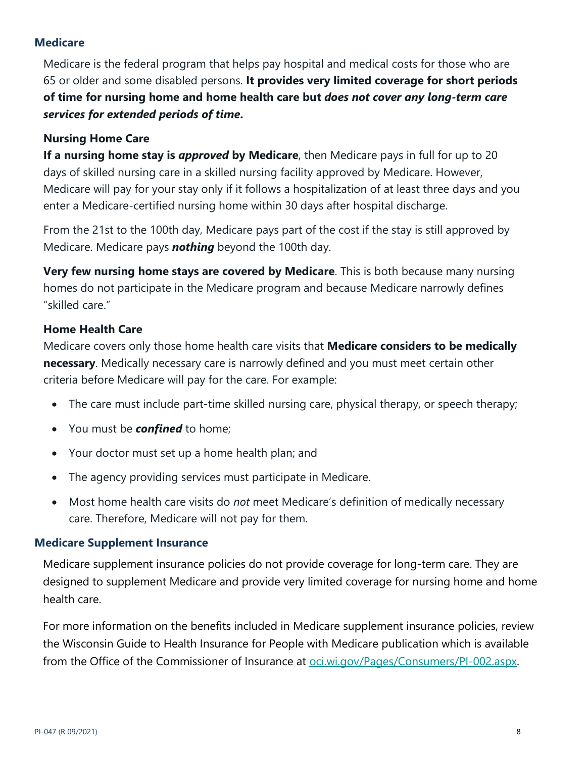## Medicare

Medicare is the federal program that helps pay hospital and medical costs for those who are 65 or older and some disabled persons. **It provides very limited coverage for short periods of time for nursing home and home health care but *does not cover any long-term care services for extended periods of time*.**

### Nursing Home Care

**If a nursing home stay is *approved* by Medicare**, then Medicare pays in full for up to 20 days of skilled nursing care in a skilled nursing facility approved by Medicare. However, Medicare will pay for your stay only if it follows a hospitalization of at least three days and you enter a Medicare-certified nursing home within 30 days after hospital discharge.

From the 21st to the 100th day, Medicare pays part of the cost if the stay is still approved by Medicare. Medicare pays ***nothing*** beyond the 100th day.

**Very few nursing home stays are covered by Medicare**. This is both because many nursing homes do not participate in the Medicare program and because Medicare narrowly defines "skilled care."

### Home Health Care

Medicare covers only those home health care visits that **Medicare considers to be medically necessary**. Medically necessary care is narrowly defined and you must meet certain other criteria before Medicare will pay for the care. For example:

- The care must include part-time skilled nursing care, physical therapy, or speech therapy;
- You must be ***confined*** to home;
- Your doctor must set up a home health plan; and
- The agency providing services must participate in Medicare.
- Most home health care visits do *not* meet Medicare's definition of medically necessary care. Therefore, Medicare will not pay for them.

## Medicare Supplement Insurance

Medicare supplement insurance policies do not provide coverage for long-term care. They are designed to supplement Medicare and provide very limited coverage for nursing home and home health care.

For more information on the benefits included in Medicare supplement insurance policies, review the Wisconsin Guide to Health Insurance for People with Medicare publication which is available from the Office of the Commissioner of Insurance at [oci.wi.gov/Pages/Consumers/PI-002.aspx](oci.wi.gov/Pages/Consumers/PI-002.aspx).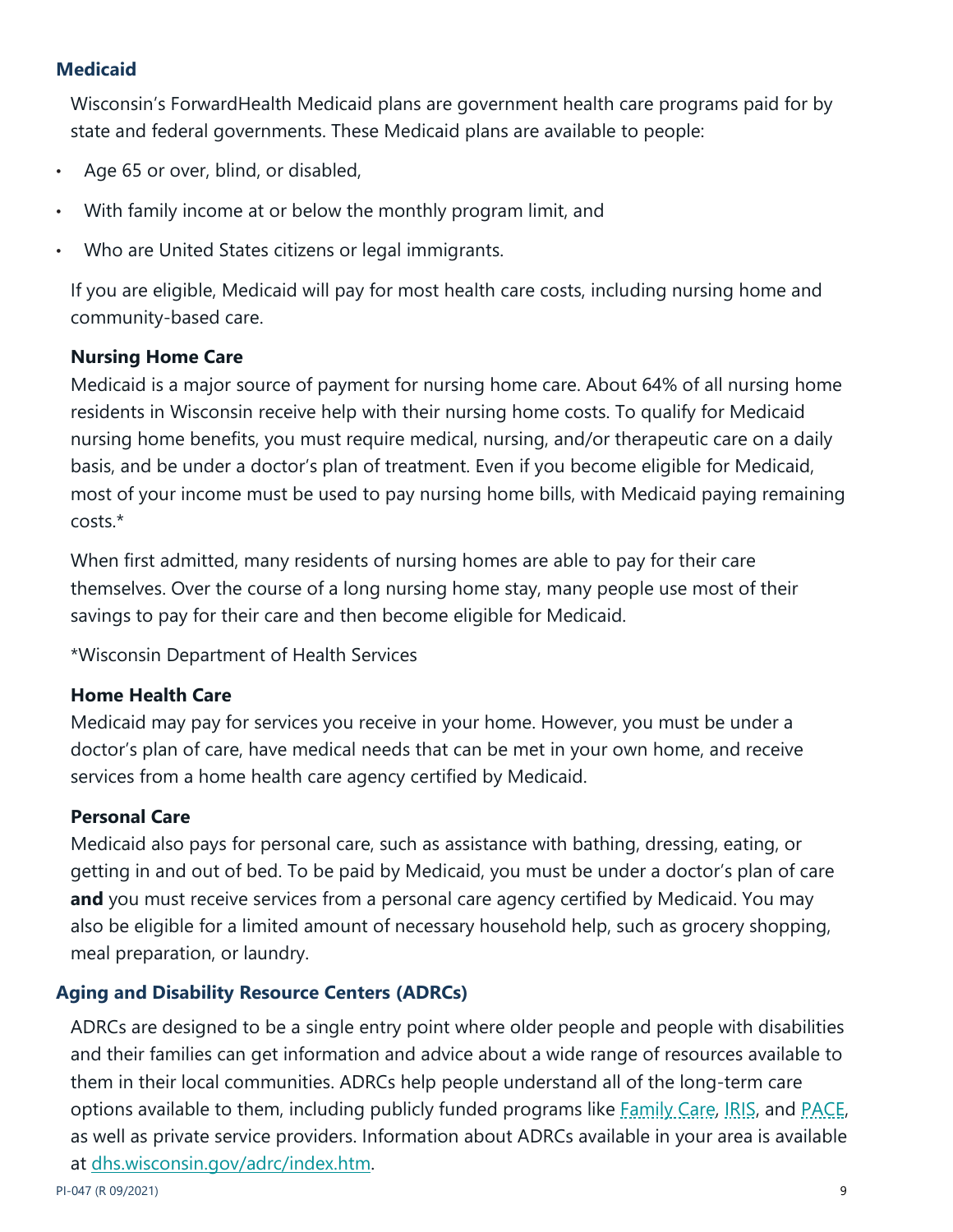## Medicaid

Wisconsin's ForwardHealth Medicaid plans are government health care programs paid for by state and federal governments. These Medicaid plans are available to people:

- Age 65 or over, blind, or disabled,
- With family income at or below the monthly program limit, and
- Who are United States citizens or legal immigrants.

If you are eligible, Medicaid will pay for most health care costs, including nursing home and community-based care.

### Nursing Home Care

Medicaid is a major source of payment for nursing home care. About 64% of all nursing home residents in Wisconsin receive help with their nursing home costs. To qualify for Medicaid nursing home benefits, you must require medical, nursing, and/or therapeutic care on a daily basis, and be under a doctor's plan of treatment. Even if you become eligible for Medicaid, most of your income must be used to pay nursing home bills, with Medicaid paying remaining costs.*

When first admitted, many residents of nursing homes are able to pay for their care themselves. Over the course of a long nursing home stay, many people use most of their savings to pay for their care and then become eligible for Medicaid.

*Wisconsin Department of Health Services

### Home Health Care

Medicaid may pay for services you receive in your home. However, you must be under a doctor's plan of care, have medical needs that can be met in your own home, and receive services from a home health care agency certified by Medicaid.

### Personal Care

Medicaid also pays for personal care, such as assistance with bathing, dressing, eating, or getting in and out of bed. To be paid by Medicaid, you must be under a doctor's plan of care **and** you must receive services from a personal care agency certified by Medicaid. You may also be eligible for a limited amount of necessary household help, such as grocery shopping, meal preparation, or laundry.

## Aging and Disability Resource Centers (ADRCs)

ADRCs are designed to be a single entry point where older people and people with disabilities and their families can get information and advice about a wide range of resources available to them in their local communities. ADRCs help people understand all of the long-term care options available to them, including publicly funded programs like Family Care, IRIS, and PACE, as well as private service providers. Information about ADRCs available in your area is available at dhs.wisconsin.gov/adrc/index.htm.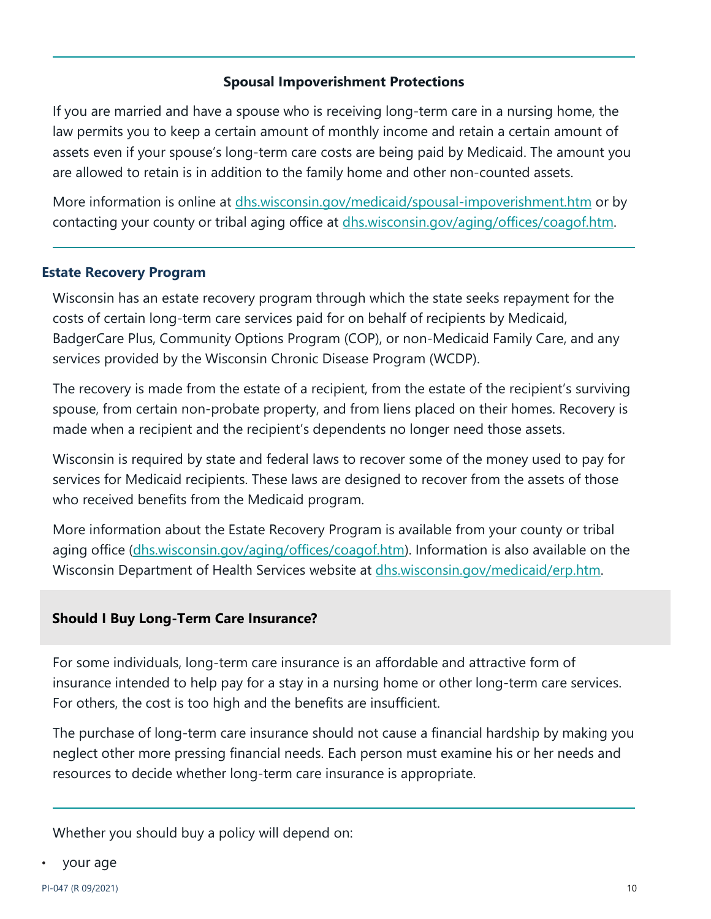### Spousal Impoverishment Protections

If you are married and have a spouse who is receiving long-term care in a nursing home, the law permits you to keep a certain amount of monthly income and retain a certain amount of assets even if your spouse's long-term care costs are being paid by Medicaid. The amount you are allowed to retain is in addition to the family home and other non-counted assets.

More information is online at [dhs.wisconsin.gov/medicaid/spousal-impoverishment.htm](dhs.wisconsin.gov/medicaid/spousal-impoverishment.htm) or by contacting your county or tribal aging office at [dhs.wisconsin.gov/aging/offices/coagof.htm](dhs.wisconsin.gov/aging/offices/coagof.htm).

### Estate Recovery Program

Wisconsin has an estate recovery program through which the state seeks repayment for the costs of certain long-term care services paid for on behalf of recipients by Medicaid, BadgerCare Plus, Community Options Program (COP), or non-Medicaid Family Care, and any services provided by the Wisconsin Chronic Disease Program (WCDP).

The recovery is made from the estate of a recipient, from the estate of the recipient's surviving spouse, from certain non-probate property, and from liens placed on their homes. Recovery is made when a recipient and the recipient's dependents no longer need those assets.

Wisconsin is required by state and federal laws to recover some of the money used to pay for services for Medicaid recipients. These laws are designed to recover from the assets of those who received benefits from the Medicaid program.

More information about the Estate Recovery Program is available from your county or tribal aging office ([dhs.wisconsin.gov/aging/offices/coagof.htm](dhs.wisconsin.gov/aging/offices/coagof.htm)). Information is also available on the Wisconsin Department of Health Services website at [dhs.wisconsin.gov/medicaid/erp.htm](dhs.wisconsin.gov/medicaid/erp.htm).

## Should I Buy Long-Term Care Insurance?

For some individuals, long-term care insurance is an affordable and attractive form of insurance intended to help pay for a stay in a nursing home or other long-term care services. For others, the cost is too high and the benefits are insufficient.

The purchase of long-term care insurance should not cause a financial hardship by making you neglect other more pressing financial needs. Each person must examine his or her needs and resources to decide whether long-term care insurance is appropriate.

Whether you should buy a policy will depend on:

- your age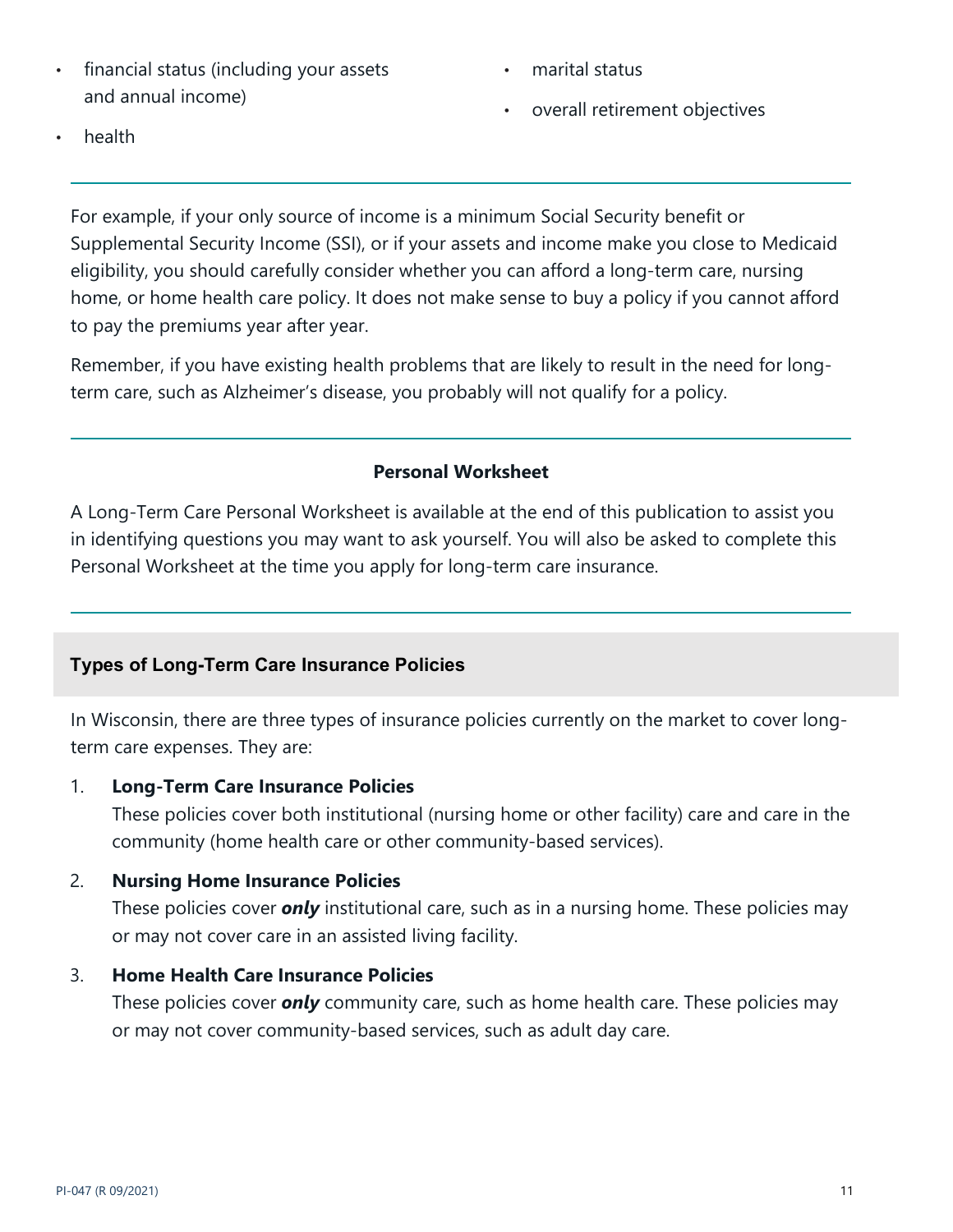- financial status (including your assets and annual income)
- health
- marital status
- overall retirement objectives

For example, if your only source of income is a minimum Social Security benefit or Supplemental Security Income (SSI), or if your assets and income make you close to Medicaid eligibility, you should carefully consider whether you can afford a long-term care, nursing home, or home health care policy. It does not make sense to buy a policy if you cannot afford to pay the premiums year after year.

Remember, if you have existing health problems that are likely to result in the need for long-term care, such as Alzheimer's disease, you probably will not qualify for a policy.

**Personal Worksheet**

A Long-Term Care Personal Worksheet is available at the end of this publication to assist you in identifying questions you may want to ask yourself. You will also be asked to complete this Personal Worksheet at the time you apply for long-term care insurance.

## Types of Long-Term Care Insurance Policies

In Wisconsin, there are three types of insurance policies currently on the market to cover long-term care expenses. They are:

1. **Long-Term Care Insurance Policies**
   These policies cover both institutional (nursing home or other facility) care and care in the community (home health care or other community-based services).

2. **Nursing Home Insurance Policies**
   These policies cover ***only*** institutional care, such as in a nursing home. These policies may or may not cover care in an assisted living facility.

3. **Home Health Care Insurance Policies**
   These policies cover ***only*** community care, such as home health care. These policies may or may not cover community-based services, such as adult day care.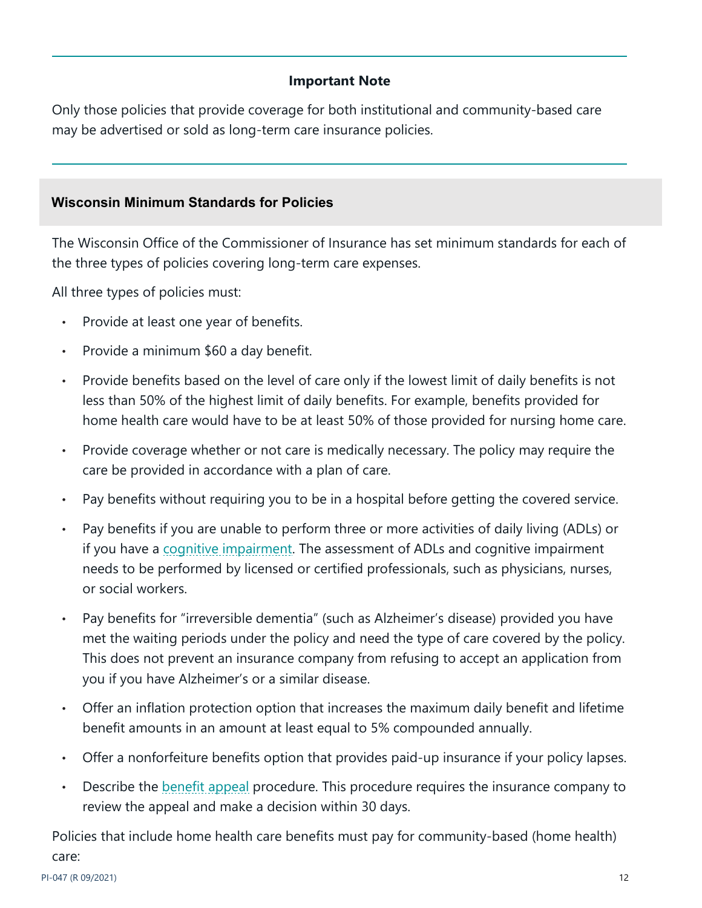**Important Note**

Only those policies that provide coverage for both institutional and community-based care may be advertised or sold as long-term care insurance policies.

## Wisconsin Minimum Standards for Policies

The Wisconsin Office of the Commissioner of Insurance has set minimum standards for each of the three types of policies covering long-term care expenses.

All three types of policies must:

- Provide at least one year of benefits.
- Provide a minimum $60 a day benefit.
- Provide benefits based on the level of care only if the lowest limit of daily benefits is not less than 50% of the highest limit of daily benefits. For example, benefits provided for home health care would have to be at least 50% of those provided for nursing home care.
- Provide coverage whether or not care is medically necessary. The policy may require the care be provided in accordance with a plan of care.
- Pay benefits without requiring you to be in a hospital before getting the covered service.
- Pay benefits if you are unable to perform three or more activities of daily living (ADLs) or if you have a cognitive impairment. The assessment of ADLs and cognitive impairment needs to be performed by licensed or certified professionals, such as physicians, nurses, or social workers.
- Pay benefits for "irreversible dementia" (such as Alzheimer's disease) provided you have met the waiting periods under the policy and need the type of care covered by the policy. This does not prevent an insurance company from refusing to accept an application from you if you have Alzheimer's or a similar disease.
- Offer an inflation protection option that increases the maximum daily benefit and lifetime benefit amounts in an amount at least equal to 5% compounded annually.
- Offer a nonforfeiture benefits option that provides paid-up insurance if your policy lapses.
- Describe the benefit appeal procedure. This procedure requires the insurance company to review the appeal and make a decision within 30 days.

Policies that include home health care benefits must pay for community-based (home health) care: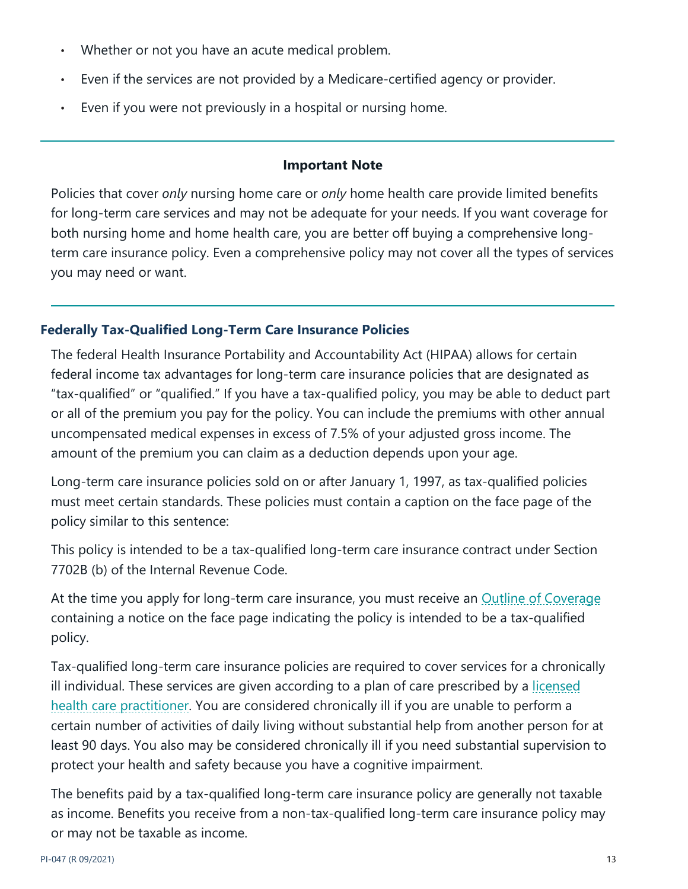- Whether or not you have an acute medical problem.
- Even if the services are not provided by a Medicare-certified agency or provider.
- Even if you were not previously in a hospital or nursing home.

---

**Important Note**

Policies that cover *only* nursing home care or *only* home health care provide limited benefits for long-term care services and may not be adequate for your needs. If you want coverage for both nursing home and home health care, you are better off buying a comprehensive long-term care insurance policy. Even a comprehensive policy may not cover all the types of services you may need or want.

---

### Federally Tax-Qualified Long-Term Care Insurance Policies

The federal Health Insurance Portability and Accountability Act (HIPAA) allows for certain federal income tax advantages for long-term care insurance policies that are designated as "tax-qualified" or "qualified." If you have a tax-qualified policy, you may be able to deduct part or all of the premium you pay for the policy. You can include the premiums with other annual uncompensated medical expenses in excess of 7.5% of your adjusted gross income. The amount of the premium you can claim as a deduction depends upon your age.

Long-term care insurance policies sold on or after January 1, 1997, as tax-qualified policies must meet certain standards. These policies must contain a caption on the face page of the policy similar to this sentence:

This policy is intended to be a tax-qualified long-term care insurance contract under Section 7702B (b) of the Internal Revenue Code.

At the time you apply for long-term care insurance, you must receive an Outline of Coverage containing a notice on the face page indicating the policy is intended to be a tax-qualified policy.

Tax-qualified long-term care insurance policies are required to cover services for a chronically ill individual. These services are given according to a plan of care prescribed by a licensed health care practitioner. You are considered chronically ill if you are unable to perform a certain number of activities of daily living without substantial help from another person for at least 90 days. You also may be considered chronically ill if you need substantial supervision to protect your health and safety because you have a cognitive impairment.

The benefits paid by a tax-qualified long-term care insurance policy are generally not taxable as income. Benefits you receive from a non-tax-qualified long-term care insurance policy may or may not be taxable as income.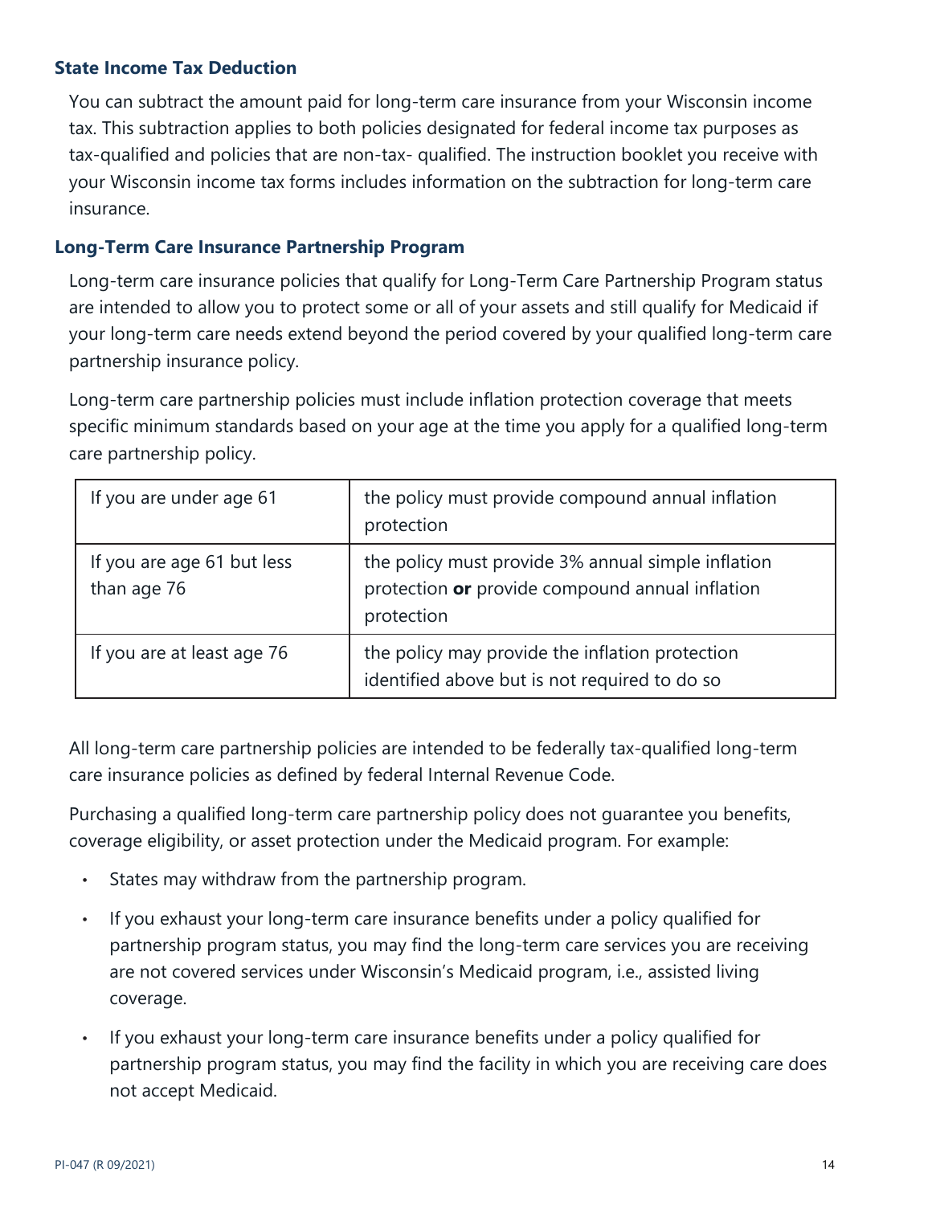### State Income Tax Deduction

You can subtract the amount paid for long-term care insurance from your Wisconsin income tax. This subtraction applies to both policies designated for federal income tax purposes as tax-qualified and policies that are non-tax- qualified. The instruction booklet you receive with your Wisconsin income tax forms includes information on the subtraction for long-term care insurance.

### Long-Term Care Insurance Partnership Program

Long-term care insurance policies that qualify for Long-Term Care Partnership Program status are intended to allow you to protect some or all of your assets and still qualify for Medicaid if your long-term care needs extend beyond the period covered by your qualified long-term care partnership insurance policy.

Long-term care partnership policies must include inflation protection coverage that meets specific minimum standards based on your age at the time you apply for a qualified long-term care partnership policy.

| | |
|---|---|
| If you are under age 61 | the policy must provide compound annual inflation protection |
| If you are age 61 but less than age 76 | the policy must provide 3% annual simple inflation protection **or** provide compound annual inflation protection |
| If you are at least age 76 | the policy may provide the inflation protection identified above but is not required to do so |

All long-term care partnership policies are intended to be federally tax-qualified long-term care insurance policies as defined by federal Internal Revenue Code.

Purchasing a qualified long-term care partnership policy does not guarantee you benefits, coverage eligibility, or asset protection under the Medicaid program. For example:

- States may withdraw from the partnership program.
- If you exhaust your long-term care insurance benefits under a policy qualified for partnership program status, you may find the long-term care services you are receiving are not covered services under Wisconsin's Medicaid program, i.e., assisted living coverage.
- If you exhaust your long-term care insurance benefits under a policy qualified for partnership program status, you may find the facility in which you are receiving care does not accept Medicaid.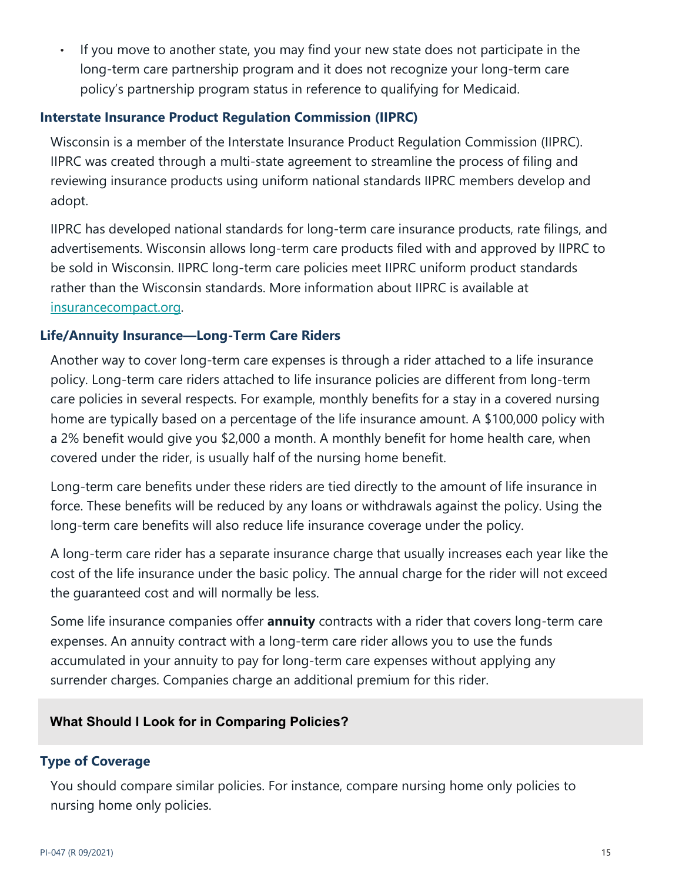- If you move to another state, you may find your new state does not participate in the long-term care partnership program and it does not recognize your long-term care policy's partnership program status in reference to qualifying for Medicaid.

### Interstate Insurance Product Regulation Commission (IIPRC)

Wisconsin is a member of the Interstate Insurance Product Regulation Commission (IIPRC). IIPRC was created through a multi-state agreement to streamline the process of filing and reviewing insurance products using uniform national standards IIPRC members develop and adopt.

IIPRC has developed national standards for long-term care insurance products, rate filings, and advertisements. Wisconsin allows long-term care products filed with and approved by IIPRC to be sold in Wisconsin. IIPRC long-term care policies meet IIPRC uniform product standards rather than the Wisconsin standards. More information about IIPRC is available at [insurancecompact.org](insurancecompact.org).

### Life/Annuity Insurance—Long-Term Care Riders

Another way to cover long-term care expenses is through a rider attached to a life insurance policy. Long-term care riders attached to life insurance policies are different from long-term care policies in several respects. For example, monthly benefits for a stay in a covered nursing home are typically based on a percentage of the life insurance amount. A $100,000 policy with a 2% benefit would give you $2,000 a month. A monthly benefit for home health care, when covered under the rider, is usually half of the nursing home benefit.

Long-term care benefits under these riders are tied directly to the amount of life insurance in force. These benefits will be reduced by any loans or withdrawals against the policy. Using the long-term care benefits will also reduce life insurance coverage under the policy.

A long-term care rider has a separate insurance charge that usually increases each year like the cost of the life insurance under the basic policy. The annual charge for the rider will not exceed the guaranteed cost and will normally be less.

Some life insurance companies offer **annuity** contracts with a rider that covers long-term care expenses. An annuity contract with a long-term care rider allows you to use the funds accumulated in your annuity to pay for long-term care expenses without applying any surrender charges. Companies charge an additional premium for this rider.

## What Should I Look for in Comparing Policies?

### Type of Coverage

You should compare similar policies. For instance, compare nursing home only policies to nursing home only policies.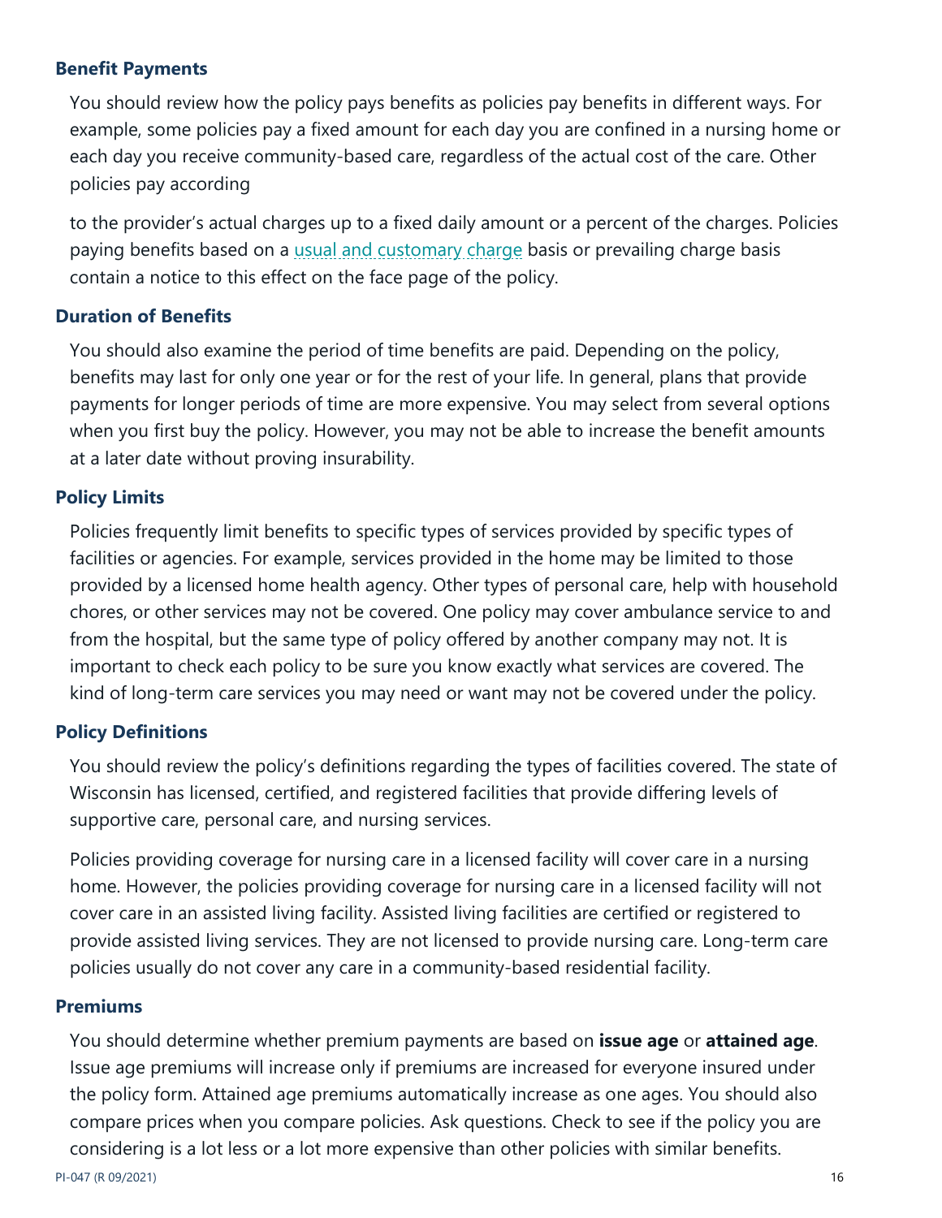### Benefit Payments

You should review how the policy pays benefits as policies pay benefits in different ways. For example, some policies pay a fixed amount for each day you are confined in a nursing home or each day you receive community-based care, regardless of the actual cost of the care. Other policies pay according to the provider's actual charges up to a fixed daily amount or a percent of the charges. Policies paying benefits based on a usual and customary charge basis or prevailing charge basis contain a notice to this effect on the face page of the policy.

### Duration of Benefits

You should also examine the period of time benefits are paid. Depending on the policy, benefits may last for only one year or for the rest of your life. In general, plans that provide payments for longer periods of time are more expensive. You may select from several options when you first buy the policy. However, you may not be able to increase the benefit amounts at a later date without proving insurability.

### Policy Limits

Policies frequently limit benefits to specific types of services provided by specific types of facilities or agencies. For example, services provided in the home may be limited to those provided by a licensed home health agency. Other types of personal care, help with household chores, or other services may not be covered. One policy may cover ambulance service to and from the hospital, but the same type of policy offered by another company may not. It is important to check each policy to be sure you know exactly what services are covered. The kind of long-term care services you may need or want may not be covered under the policy.

### Policy Definitions

You should review the policy's definitions regarding the types of facilities covered. The state of Wisconsin has licensed, certified, and registered facilities that provide differing levels of supportive care, personal care, and nursing services.

Policies providing coverage for nursing care in a licensed facility will cover care in a nursing home. However, the policies providing coverage for nursing care in a licensed facility will not cover care in an assisted living facility. Assisted living facilities are certified or registered to provide assisted living services. They are not licensed to provide nursing care. Long-term care policies usually do not cover any care in a community-based residential facility.

### Premiums

You should determine whether premium payments are based on **issue age** or **attained age**. Issue age premiums will increase only if premiums are increased for everyone insured under the policy form. Attained age premiums automatically increase as one ages. You should also compare prices when you compare policies. Ask questions. Check to see if the policy you are considering is a lot less or a lot more expensive than other policies with similar benefits.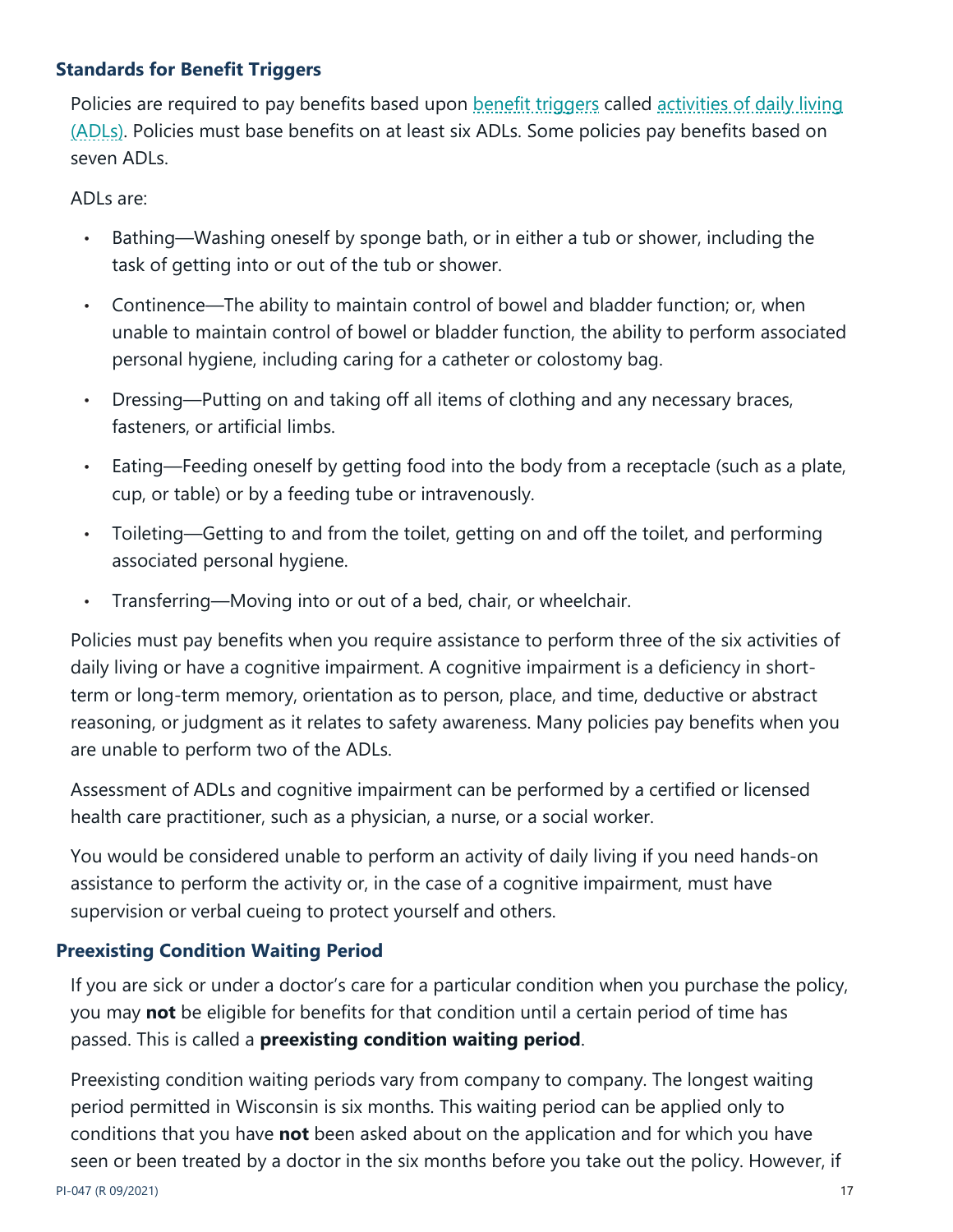### Standards for Benefit Triggers

Policies are required to pay benefits based upon benefit triggers called activities of daily living (ADLs). Policies must base benefits on at least six ADLs. Some policies pay benefits based on seven ADLs.

ADLs are:

- Bathing—Washing oneself by sponge bath, or in either a tub or shower, including the task of getting into or out of the tub or shower.
- Continence—The ability to maintain control of bowel and bladder function; or, when unable to maintain control of bowel or bladder function, the ability to perform associated personal hygiene, including caring for a catheter or colostomy bag.
- Dressing—Putting on and taking off all items of clothing and any necessary braces, fasteners, or artificial limbs.
- Eating—Feeding oneself by getting food into the body from a receptacle (such as a plate, cup, or table) or by a feeding tube or intravenously.
- Toileting—Getting to and from the toilet, getting on and off the toilet, and performing associated personal hygiene.
- Transferring—Moving into or out of a bed, chair, or wheelchair.

Policies must pay benefits when you require assistance to perform three of the six activities of daily living or have a cognitive impairment. A cognitive impairment is a deficiency in short-term or long-term memory, orientation as to person, place, and time, deductive or abstract reasoning, or judgment as it relates to safety awareness. Many policies pay benefits when you are unable to perform two of the ADLs.

Assessment of ADLs and cognitive impairment can be performed by a certified or licensed health care practitioner, such as a physician, a nurse, or a social worker.

You would be considered unable to perform an activity of daily living if you need hands-on assistance to perform the activity or, in the case of a cognitive impairment, must have supervision or verbal cueing to protect yourself and others.

### Preexisting Condition Waiting Period

If you are sick or under a doctor's care for a particular condition when you purchase the policy, you may **not** be eligible for benefits for that condition until a certain period of time has passed. This is called a **preexisting condition waiting period**.

Preexisting condition waiting periods vary from company to company. The longest waiting period permitted in Wisconsin is six months. This waiting period can be applied only to conditions that you have **not** been asked about on the application and for which you have seen or been treated by a doctor in the six months before you take out the policy. However, if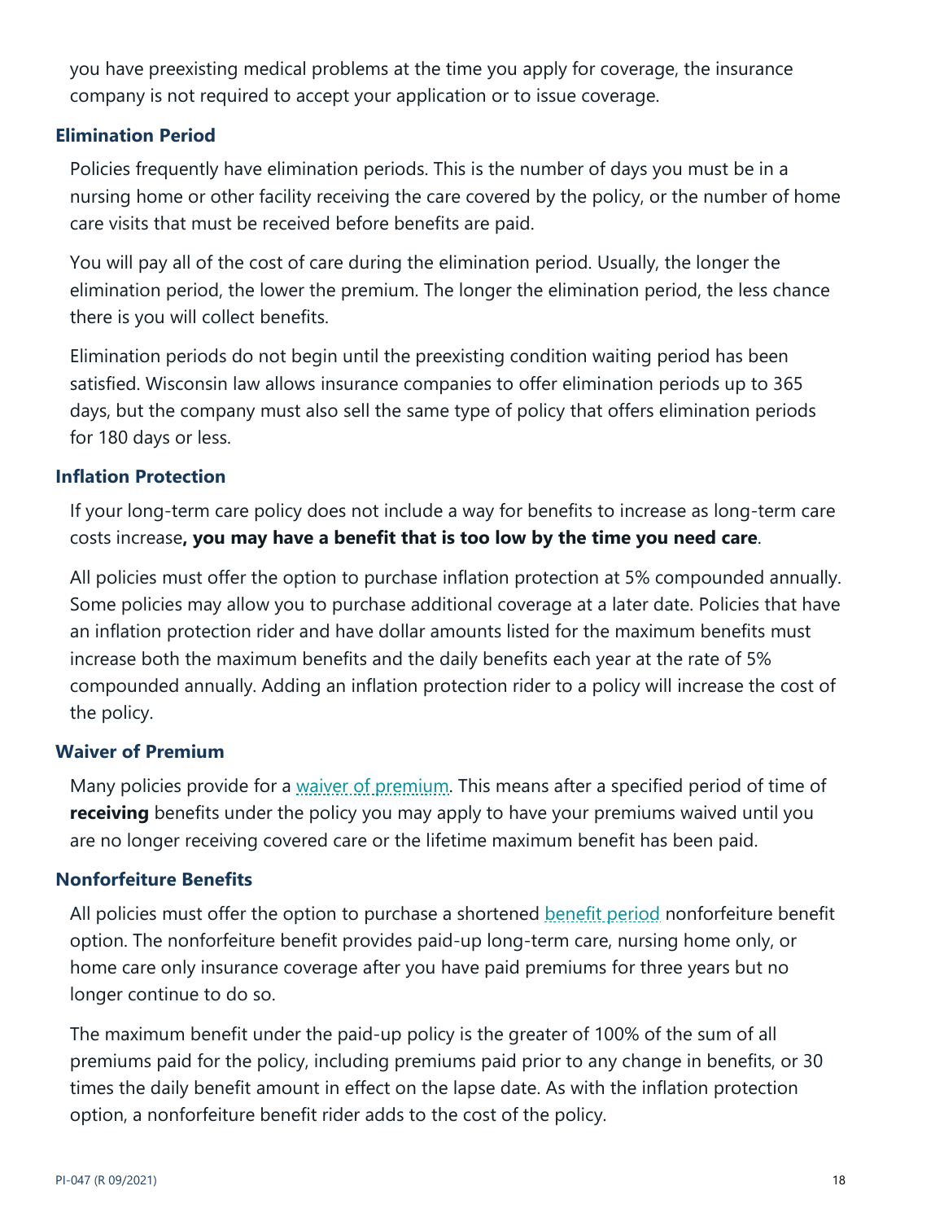you have preexisting medical problems at the time you apply for coverage, the insurance company is not required to accept your application or to issue coverage.

### Elimination Period

Policies frequently have elimination periods. This is the number of days you must be in a nursing home or other facility receiving the care covered by the policy, or the number of home care visits that must be received before benefits are paid.

You will pay all of the cost of care during the elimination period. Usually, the longer the elimination period, the lower the premium. The longer the elimination period, the less chance there is you will collect benefits.

Elimination periods do not begin until the preexisting condition waiting period has been satisfied. Wisconsin law allows insurance companies to offer elimination periods up to 365 days, but the company must also sell the same type of policy that offers elimination periods for 180 days or less.

### Inflation Protection

If your long-term care policy does not include a way for benefits to increase as long-term care costs increase**, you may have a benefit that is too low by the time you need care**.

All policies must offer the option to purchase inflation protection at 5% compounded annually. Some policies may allow you to purchase additional coverage at a later date. Policies that have an inflation protection rider and have dollar amounts listed for the maximum benefits must increase both the maximum benefits and the daily benefits each year at the rate of 5% compounded annually. Adding an inflation protection rider to a policy will increase the cost of the policy.

### Waiver of Premium

Many policies provide for a waiver of premium. This means after a specified period of time of **receiving** benefits under the policy you may apply to have your premiums waived until you are no longer receiving covered care or the lifetime maximum benefit has been paid.

### Nonforfeiture Benefits

All policies must offer the option to purchase a shortened benefit period nonforfeiture benefit option. The nonforfeiture benefit provides paid-up long-term care, nursing home only, or home care only insurance coverage after you have paid premiums for three years but no longer continue to do so.

The maximum benefit under the paid-up policy is the greater of 100% of the sum of all premiums paid for the policy, including premiums paid prior to any change in benefits, or 30 times the daily benefit amount in effect on the lapse date. As with the inflation protection option, a nonforfeiture benefit rider adds to the cost of the policy.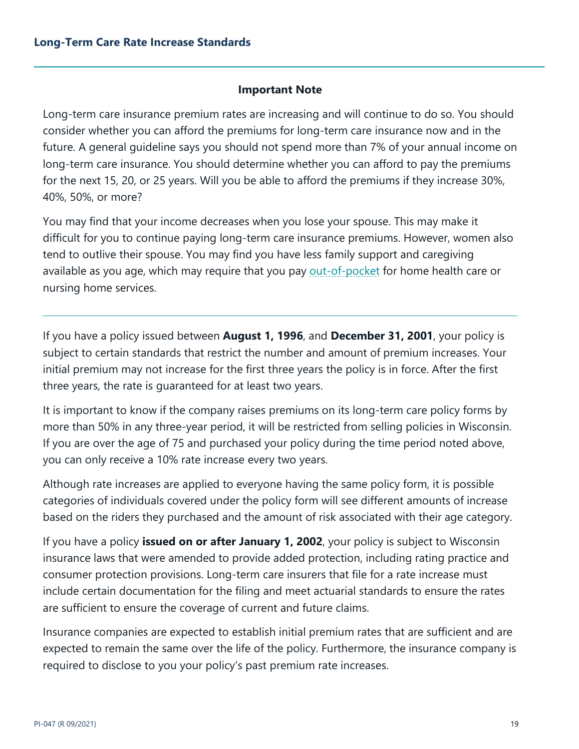## Long-Term Care Rate Increase Standards

**Important Note**

Long-term care insurance premium rates are increasing and will continue to do so. You should consider whether you can afford the premiums for long-term care insurance now and in the future. A general guideline says you should not spend more than 7% of your annual income on long-term care insurance. You should determine whether you can afford to pay the premiums for the next 15, 20, or 25 years. Will you be able to afford the premiums if they increase 30%, 40%, 50%, or more?

You may find that your income decreases when you lose your spouse. This may make it difficult for you to continue paying long-term care insurance premiums. However, women also tend to outlive their spouse. You may find you have less family support and caregiving available as you age, which may require that you pay out-of-pocket for home health care or nursing home services.

---

If you have a policy issued between **August 1, 1996**, and **December 31, 2001**, your policy is subject to certain standards that restrict the number and amount of premium increases. Your initial premium may not increase for the first three years the policy is in force. After the first three years, the rate is guaranteed for at least two years.

It is important to know if the company raises premiums on its long-term care policy forms by more than 50% in any three-year period, it will be restricted from selling policies in Wisconsin. If you are over the age of 75 and purchased your policy during the time period noted above, you can only receive a 10% rate increase every two years.

Although rate increases are applied to everyone having the same policy form, it is possible categories of individuals covered under the policy form will see different amounts of increase based on the riders they purchased and the amount of risk associated with their age category.

If you have a policy **issued on or after January 1, 2002**, your policy is subject to Wisconsin insurance laws that were amended to provide added protection, including rating practice and consumer protection provisions. Long-term care insurers that file for a rate increase must include certain documentation for the filing and meet actuarial standards to ensure the rates are sufficient to ensure the coverage of current and future claims.

Insurance companies are expected to establish initial premium rates that are sufficient and are expected to remain the same over the life of the policy. Furthermore, the insurance company is required to disclose to you your policy's past premium rate increases.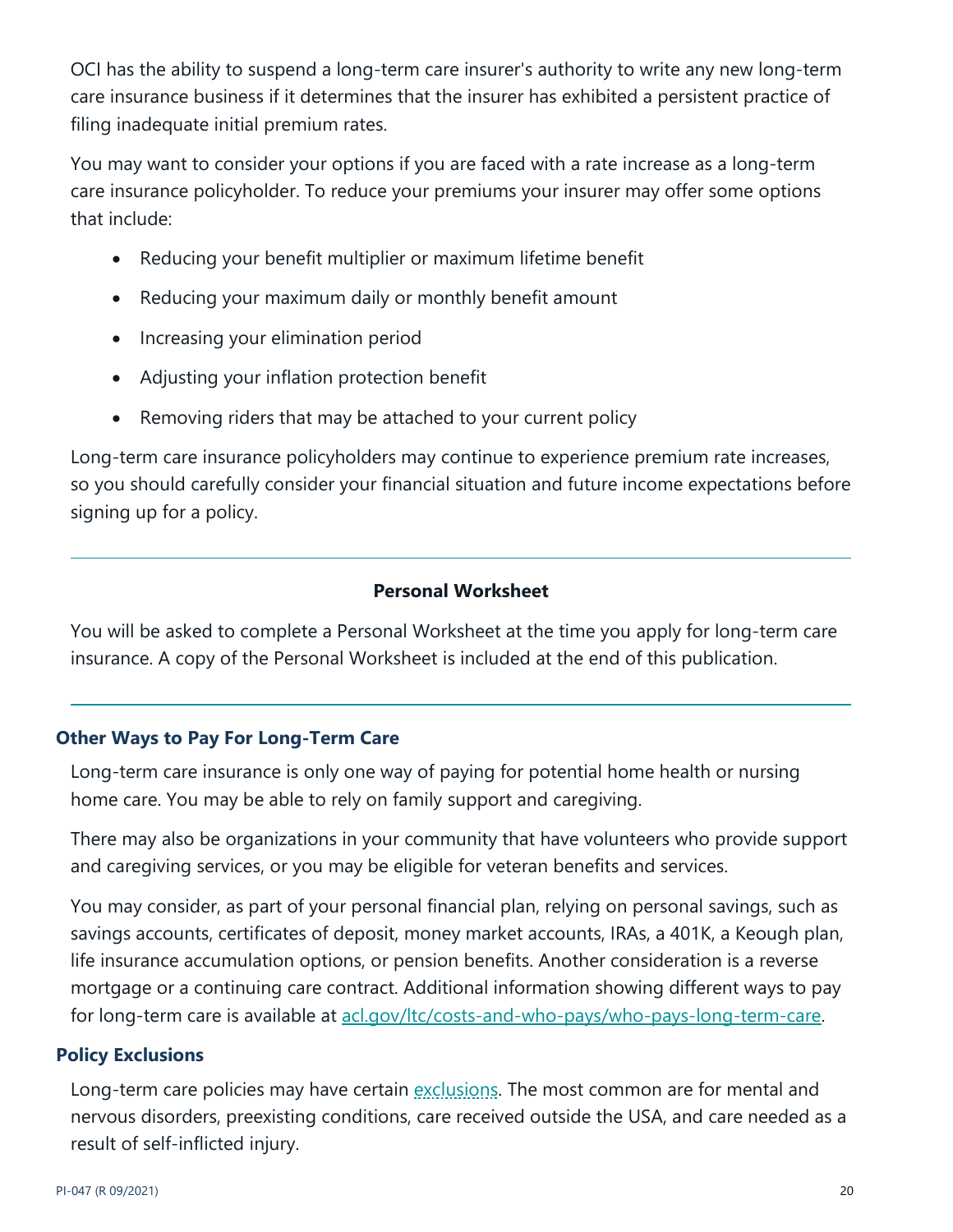OCI has the ability to suspend a long-term care insurer's authority to write any new long-term care insurance business if it determines that the insurer has exhibited a persistent practice of filing inadequate initial premium rates.

You may want to consider your options if you are faced with a rate increase as a long-term care insurance policyholder. To reduce your premiums your insurer may offer some options that include:

- Reducing your benefit multiplier or maximum lifetime benefit
- Reducing your maximum daily or monthly benefit amount
- Increasing your elimination period
- Adjusting your inflation protection benefit
- Removing riders that may be attached to your current policy

Long-term care insurance policyholders may continue to experience premium rate increases, so you should carefully consider your financial situation and future income expectations before signing up for a policy.

---

**Personal Worksheet**

You will be asked to complete a Personal Worksheet at the time you apply for long-term care insurance. A copy of the Personal Worksheet is included at the end of this publication.

---

## Other Ways to Pay For Long-Term Care

Long-term care insurance is only one way of paying for potential home health or nursing home care. You may be able to rely on family support and caregiving.

There may also be organizations in your community that have volunteers who provide support and caregiving services, or you may be eligible for veteran benefits and services.

You may consider, as part of your personal financial plan, relying on personal savings, such as savings accounts, certificates of deposit, money market accounts, IRAs, a 401K, a Keough plan, life insurance accumulation options, or pension benefits. Another consideration is a reverse mortgage or a continuing care contract. Additional information showing different ways to pay for long-term care is available at [acl.gov/ltc/costs-and-who-pays/who-pays-long-term-care](acl.gov/ltc/costs-and-who-pays/who-pays-long-term-care).

## Policy Exclusions

Long-term care policies may have certain exclusions. The most common are for mental and nervous disorders, preexisting conditions, care received outside the USA, and care needed as a result of self-inflicted injury.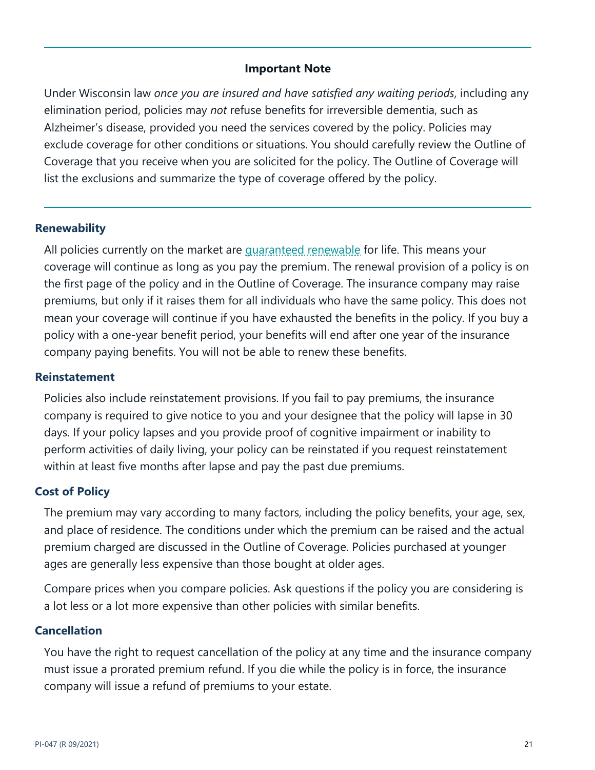**Important Note**

Under Wisconsin law *once you are insured and have satisfied any waiting periods*, including any elimination period, policies may *not* refuse benefits for irreversible dementia, such as Alzheimer's disease, provided you need the services covered by the policy. Policies may exclude coverage for other conditions or situations. You should carefully review the Outline of Coverage that you receive when you are solicited for the policy. The Outline of Coverage will list the exclusions and summarize the type of coverage offered by the policy.

### Renewability

All policies currently on the market are guaranteed renewable for life. This means your coverage will continue as long as you pay the premium. The renewal provision of a policy is on the first page of the policy and in the Outline of Coverage. The insurance company may raise premiums, but only if it raises them for all individuals who have the same policy. This does not mean your coverage will continue if you have exhausted the benefits in the policy. If you buy a policy with a one-year benefit period, your benefits will end after one year of the insurance company paying benefits. You will not be able to renew these benefits.

### Reinstatement

Policies also include reinstatement provisions. If you fail to pay premiums, the insurance company is required to give notice to you and your designee that the policy will lapse in 30 days. If your policy lapses and you provide proof of cognitive impairment or inability to perform activities of daily living, your policy can be reinstated if you request reinstatement within at least five months after lapse and pay the past due premiums.

### Cost of Policy

The premium may vary according to many factors, including the policy benefits, your age, sex, and place of residence. The conditions under which the premium can be raised and the actual premium charged are discussed in the Outline of Coverage. Policies purchased at younger ages are generally less expensive than those bought at older ages.

Compare prices when you compare policies. Ask questions if the policy you are considering is a lot less or a lot more expensive than other policies with similar benefits.

### Cancellation

You have the right to request cancellation of the policy at any time and the insurance company must issue a prorated premium refund. If you die while the policy is in force, the insurance company will issue a refund of premiums to your estate.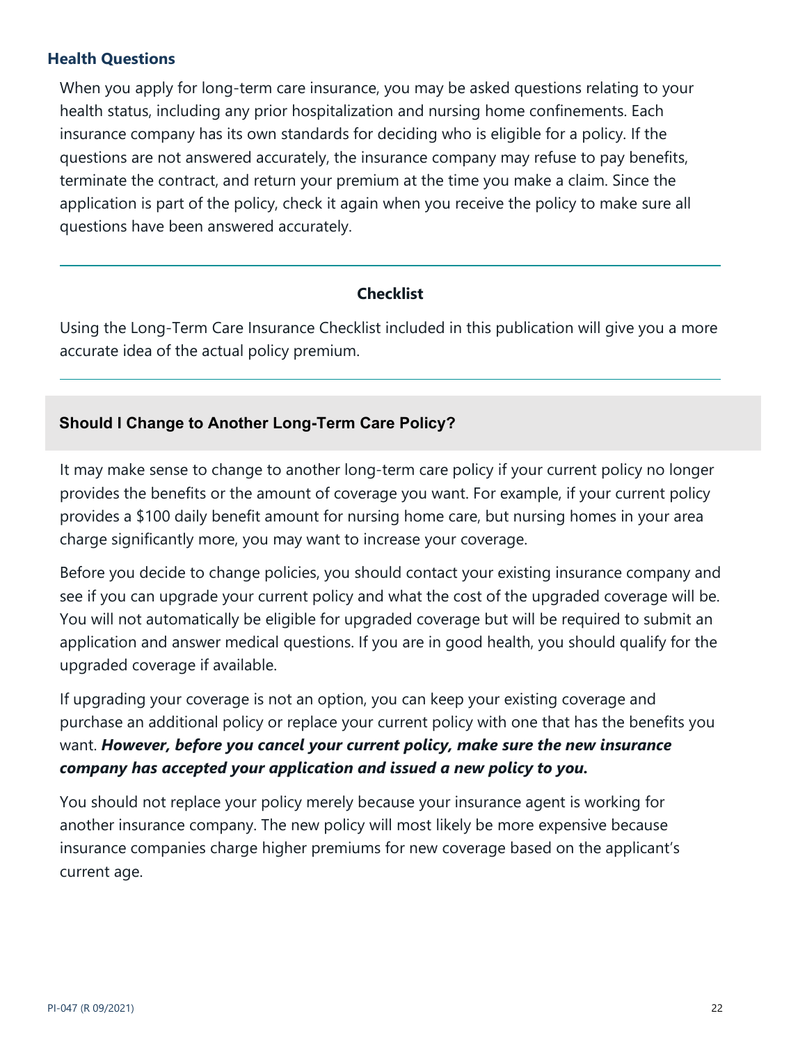### Health Questions

When you apply for long-term care insurance, you may be asked questions relating to your health status, including any prior hospitalization and nursing home confinements. Each insurance company has its own standards for deciding who is eligible for a policy. If the questions are not answered accurately, the insurance company may refuse to pay benefits, terminate the contract, and return your premium at the time you make a claim. Since the application is part of the policy, check it again when you receive the policy to make sure all questions have been answered accurately.

---

**Checklist**

Using the Long-Term Care Insurance Checklist included in this publication will give you a more accurate idea of the actual policy premium.

---

## Should I Change to Another Long-Term Care Policy?

It may make sense to change to another long-term care policy if your current policy no longer provides the benefits or the amount of coverage you want. For example, if your current policy provides a $100 daily benefit amount for nursing home care, but nursing homes in your area charge significantly more, you may want to increase your coverage.

Before you decide to change policies, you should contact your existing insurance company and see if you can upgrade your current policy and what the cost of the upgraded coverage will be. You will not automatically be eligible for upgraded coverage but will be required to submit an application and answer medical questions. If you are in good health, you should qualify for the upgraded coverage if available.

If upgrading your coverage is not an option, you can keep your existing coverage and purchase an additional policy or replace your current policy with one that has the benefits you want. ***However, before you cancel your current policy, make sure the new insurance company has accepted your application and issued a new policy to you.***

You should not replace your policy merely because your insurance agent is working for another insurance company. The new policy will most likely be more expensive because insurance companies charge higher premiums for new coverage based on the applicant's current age.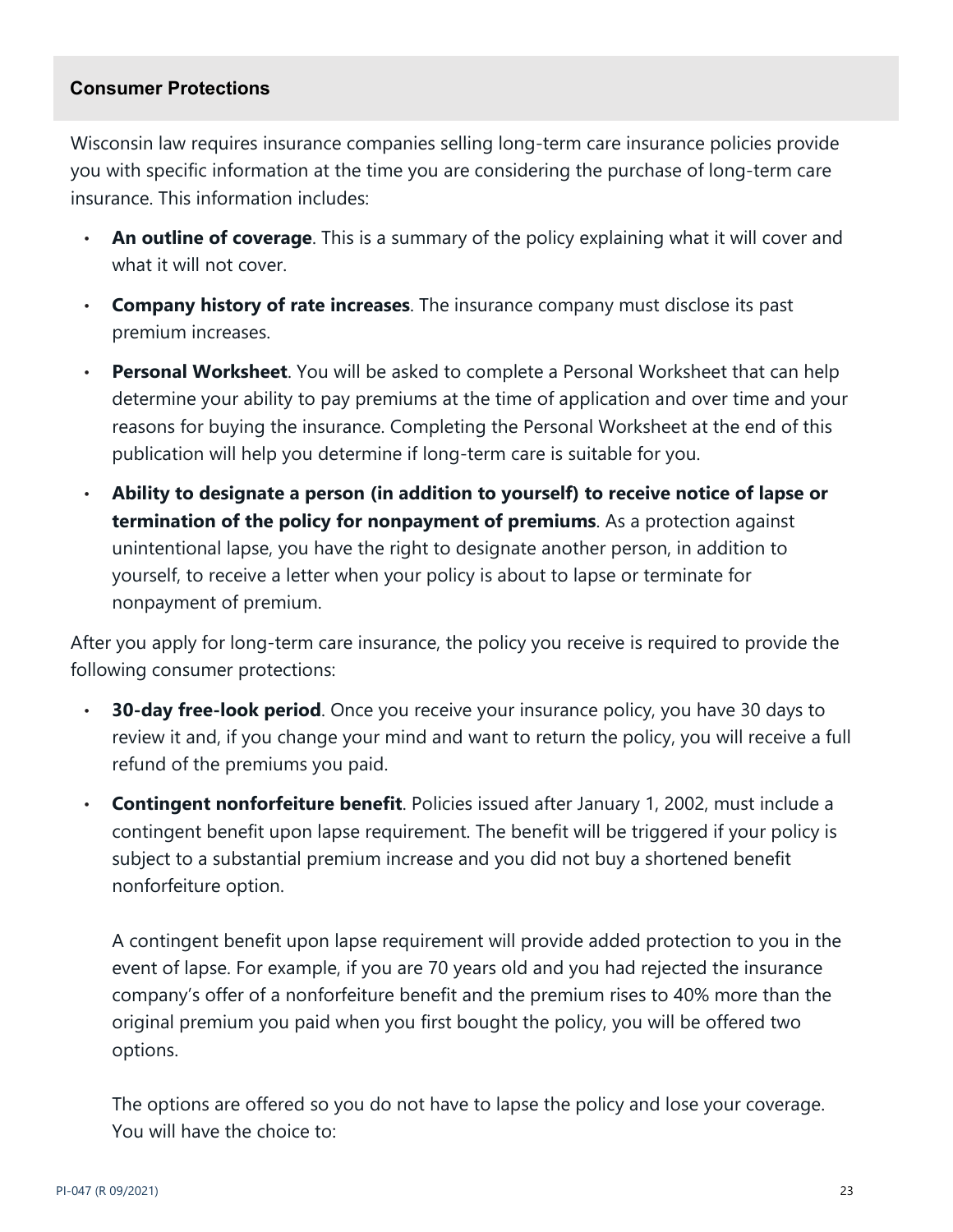## Consumer Protections

Wisconsin law requires insurance companies selling long-term care insurance policies provide you with specific information at the time you are considering the purchase of long-term care insurance. This information includes:

- **An outline of coverage**. This is a summary of the policy explaining what it will cover and what it will not cover.
- **Company history of rate increases**. The insurance company must disclose its past premium increases.
- **Personal Worksheet**. You will be asked to complete a Personal Worksheet that can help determine your ability to pay premiums at the time of application and over time and your reasons for buying the insurance. Completing the Personal Worksheet at the end of this publication will help you determine if long-term care is suitable for you.
- **Ability to designate a person (in addition to yourself) to receive notice of lapse or termination of the policy for nonpayment of premiums**. As a protection against unintentional lapse, you have the right to designate another person, in addition to yourself, to receive a letter when your policy is about to lapse or terminate for nonpayment of premium.

After you apply for long-term care insurance, the policy you receive is required to provide the following consumer protections:

- **30-day free-look period**. Once you receive your insurance policy, you have 30 days to review it and, if you change your mind and want to return the policy, you will receive a full refund of the premiums you paid.
- **Contingent nonforfeiture benefit**. Policies issued after January 1, 2002, must include a contingent benefit upon lapse requirement. The benefit will be triggered if your policy is subject to a substantial premium increase and you did not buy a shortened benefit nonforfeiture option.

  A contingent benefit upon lapse requirement will provide added protection to you in the event of lapse. For example, if you are 70 years old and you had rejected the insurance company's offer of a nonforfeiture benefit and the premium rises to 40% more than the original premium you paid when you first bought the policy, you will be offered two options.

  The options are offered so you do not have to lapse the policy and lose your coverage. You will have the choice to: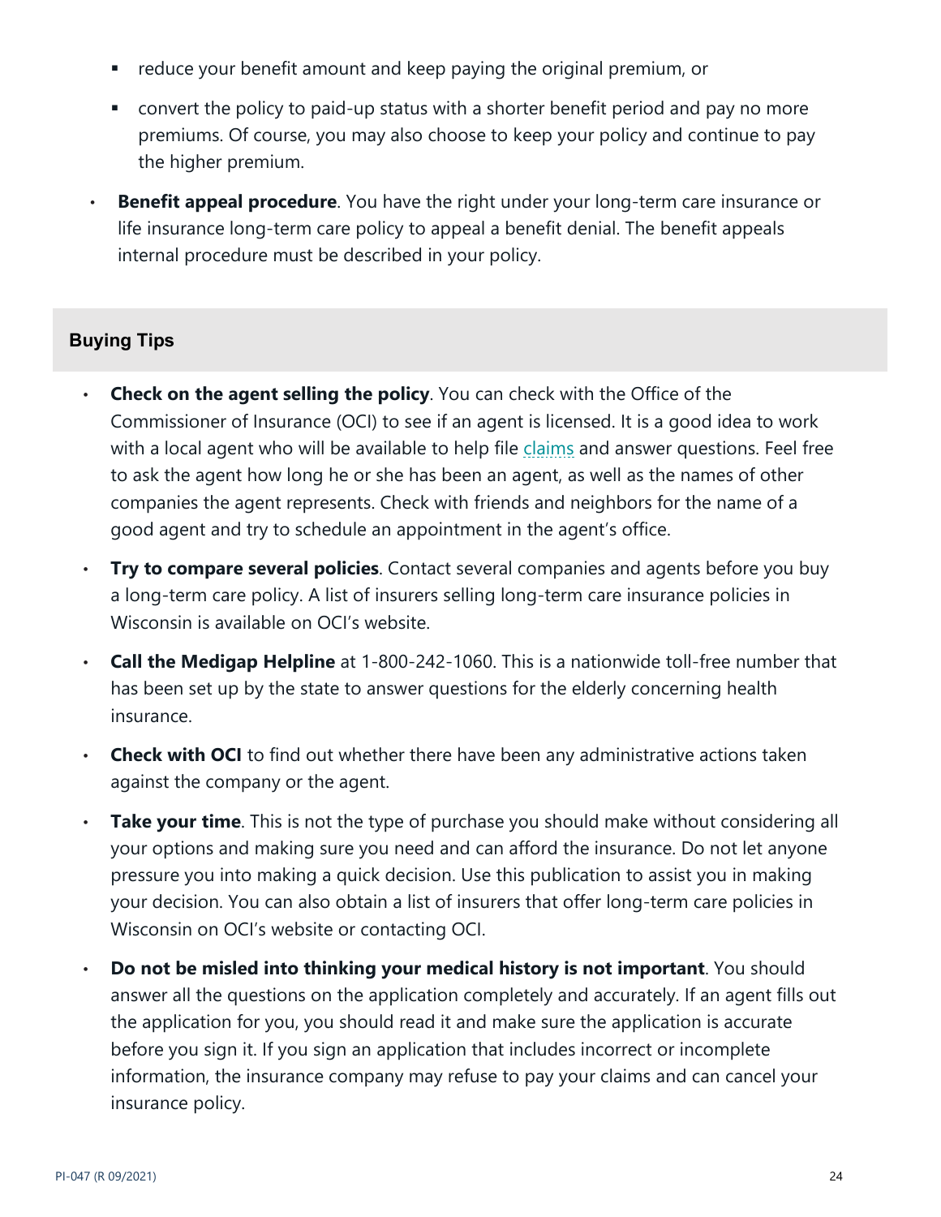- reduce your benefit amount and keep paying the original premium, or
  - convert the policy to paid-up status with a shorter benefit period and pay no more premiums. Of course, you may also choose to keep your policy and continue to pay the higher premium.
- **Benefit appeal procedure**. You have the right under your long-term care insurance or life insurance long-term care policy to appeal a benefit denial. The benefit appeals internal procedure must be described in your policy.

## Buying Tips

- **Check on the agent selling the policy**. You can check with the Office of the Commissioner of Insurance (OCI) to see if an agent is licensed. It is a good idea to work with a local agent who will be available to help file claims and answer questions. Feel free to ask the agent how long he or she has been an agent, as well as the names of other companies the agent represents. Check with friends and neighbors for the name of a good agent and try to schedule an appointment in the agent's office.
- **Try to compare several policies**. Contact several companies and agents before you buy a long-term care policy. A list of insurers selling long-term care insurance policies in Wisconsin is available on OCI's website.
- **Call the Medigap Helpline** at 1-800-242-1060. This is a nationwide toll-free number that has been set up by the state to answer questions for the elderly concerning health insurance.
- **Check with OCI** to find out whether there have been any administrative actions taken against the company or the agent.
- **Take your time**. This is not the type of purchase you should make without considering all your options and making sure you need and can afford the insurance. Do not let anyone pressure you into making a quick decision. Use this publication to assist you in making your decision. You can also obtain a list of insurers that offer long-term care policies in Wisconsin on OCI's website or contacting OCI.
- **Do not be misled into thinking your medical history is not important**. You should answer all the questions on the application completely and accurately. If an agent fills out the application for you, you should read it and make sure the application is accurate before you sign it. If you sign an application that includes incorrect or incomplete information, the insurance company may refuse to pay your claims and can cancel your insurance policy.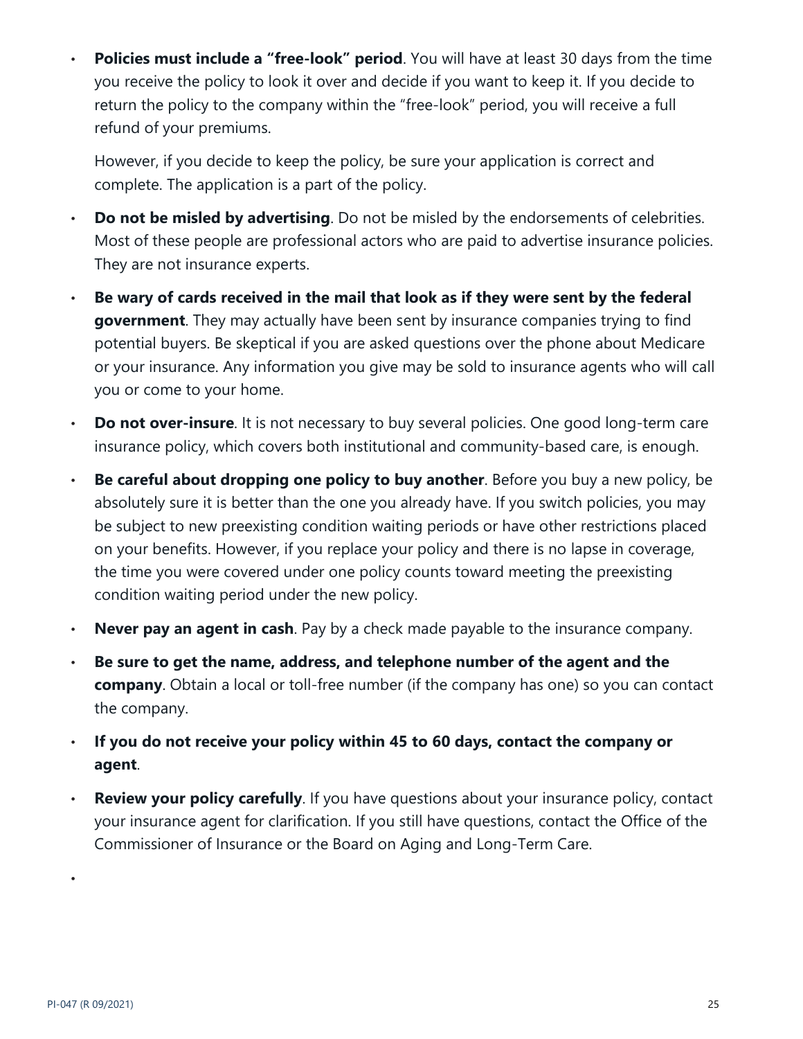- **Policies must include a "free-look" period**. You will have at least 30 days from the time you receive the policy to look it over and decide if you want to keep it. If you decide to return the policy to the company within the "free-look" period, you will receive a full refund of your premiums.

  However, if you decide to keep the policy, be sure your application is correct and complete. The application is a part of the policy.

- **Do not be misled by advertising**. Do not be misled by the endorsements of celebrities. Most of these people are professional actors who are paid to advertise insurance policies. They are not insurance experts.
- **Be wary of cards received in the mail that look as if they were sent by the federal government**. They may actually have been sent by insurance companies trying to find potential buyers. Be skeptical if you are asked questions over the phone about Medicare or your insurance. Any information you give may be sold to insurance agents who will call you or come to your home.
- **Do not over-insure**. It is not necessary to buy several policies. One good long-term care insurance policy, which covers both institutional and community-based care, is enough.
- **Be careful about dropping one policy to buy another**. Before you buy a new policy, be absolutely sure it is better than the one you already have. If you switch policies, you may be subject to new preexisting condition waiting periods or have other restrictions placed on your benefits. However, if you replace your policy and there is no lapse in coverage, the time you were covered under one policy counts toward meeting the preexisting condition waiting period under the new policy.
- **Never pay an agent in cash**. Pay by a check made payable to the insurance company.
- **Be sure to get the name, address, and telephone number of the agent and the company**. Obtain a local or toll-free number (if the company has one) so you can contact the company.
- **If you do not receive your policy within 45 to 60 days, contact the company or agent**.
- **Review your policy carefully**. If you have questions about your insurance policy, contact your insurance agent for clarification. If you still have questions, contact the Office of the Commissioner of Insurance or the Board on Aging and Long-Term Care.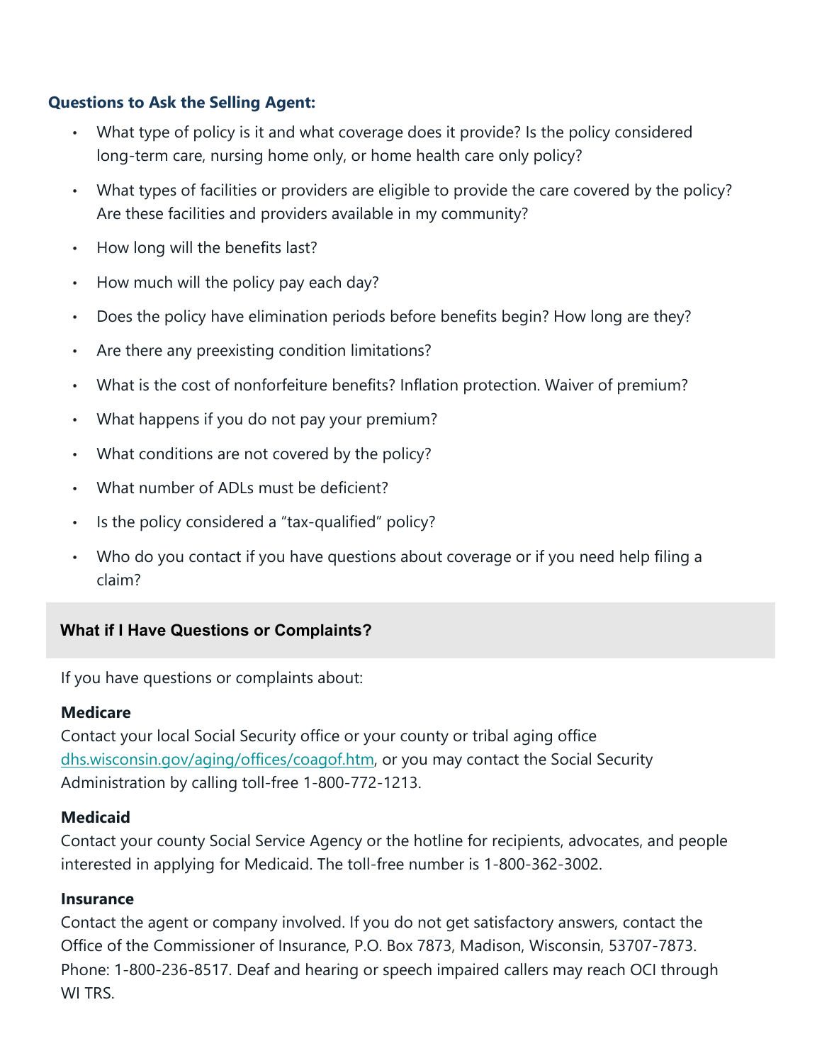### Questions to Ask the Selling Agent:

- What type of policy is it and what coverage does it provide? Is the policy considered long-term care, nursing home only, or home health care only policy?
- What types of facilities or providers are eligible to provide the care covered by the policy? Are these facilities and providers available in my community?
- How long will the benefits last?
- How much will the policy pay each day?
- Does the policy have elimination periods before benefits begin? How long are they?
- Are there any preexisting condition limitations?
- What is the cost of nonforfeiture benefits? Inflation protection. Waiver of premium?
- What happens if you do not pay your premium?
- What conditions are not covered by the policy?
- What number of ADLs must be deficient?
- Is the policy considered a "tax-qualified" policy?
- Who do you contact if you have questions about coverage or if you need help filing a claim?

## What if I Have Questions or Complaints?

If you have questions or complaints about:

**Medicare**
Contact your local Social Security office or your county or tribal aging office [dhs.wisconsin.gov/aging/offices/coagof.htm](dhs.wisconsin.gov/aging/offices/coagof.htm), or you may contact the Social Security Administration by calling toll-free 1-800-772-1213.

**Medicaid**
Contact your county Social Service Agency or the hotline for recipients, advocates, and people interested in applying for Medicaid. The toll-free number is 1-800-362-3002.

**Insurance**
Contact the agent or company involved. If you do not get satisfactory answers, contact the Office of the Commissioner of Insurance, P.O. Box 7873, Madison, Wisconsin, 53707-7873. Phone: 1-800-236-8517. Deaf and hearing or speech impaired callers may reach OCI through WI TRS.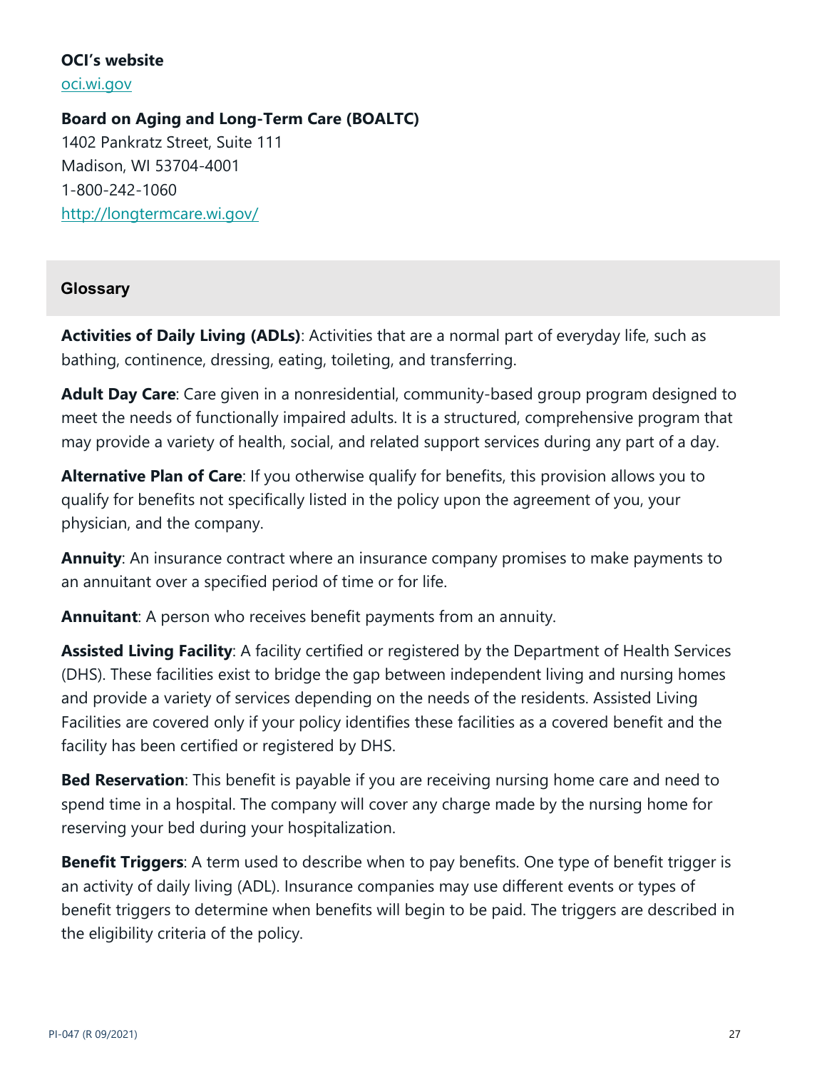**OCI's website**
[oci.wi.gov](oci.wi.gov)

**Board on Aging and Long-Term Care (BOALTC)**
1402 Pankratz Street, Suite 111
Madison, WI 53704-4001
1-800-242-1060
[http://longtermcare.wi.gov/](http://longtermcare.wi.gov/)

## Glossary

**Activities of Daily Living (ADLs)**: Activities that are a normal part of everyday life, such as bathing, continence, dressing, eating, toileting, and transferring.

**Adult Day Care**: Care given in a nonresidential, community-based group program designed to meet the needs of functionally impaired adults. It is a structured, comprehensive program that may provide a variety of health, social, and related support services during any part of a day.

**Alternative Plan of Care**: If you otherwise qualify for benefits, this provision allows you to qualify for benefits not specifically listed in the policy upon the agreement of you, your physician, and the company.

**Annuity**: An insurance contract where an insurance company promises to make payments to an annuitant over a specified period of time or for life.

**Annuitant**: A person who receives benefit payments from an annuity.

**Assisted Living Facility**: A facility certified or registered by the Department of Health Services (DHS). These facilities exist to bridge the gap between independent living and nursing homes and provide a variety of services depending on the needs of the residents. Assisted Living Facilities are covered only if your policy identifies these facilities as a covered benefit and the facility has been certified or registered by DHS.

**Bed Reservation**: This benefit is payable if you are receiving nursing home care and need to spend time in a hospital. The company will cover any charge made by the nursing home for reserving your bed during your hospitalization.

**Benefit Triggers**: A term used to describe when to pay benefits. One type of benefit trigger is an activity of daily living (ADL). Insurance companies may use different events or types of benefit triggers to determine when benefits will begin to be paid. The triggers are described in the eligibility criteria of the policy.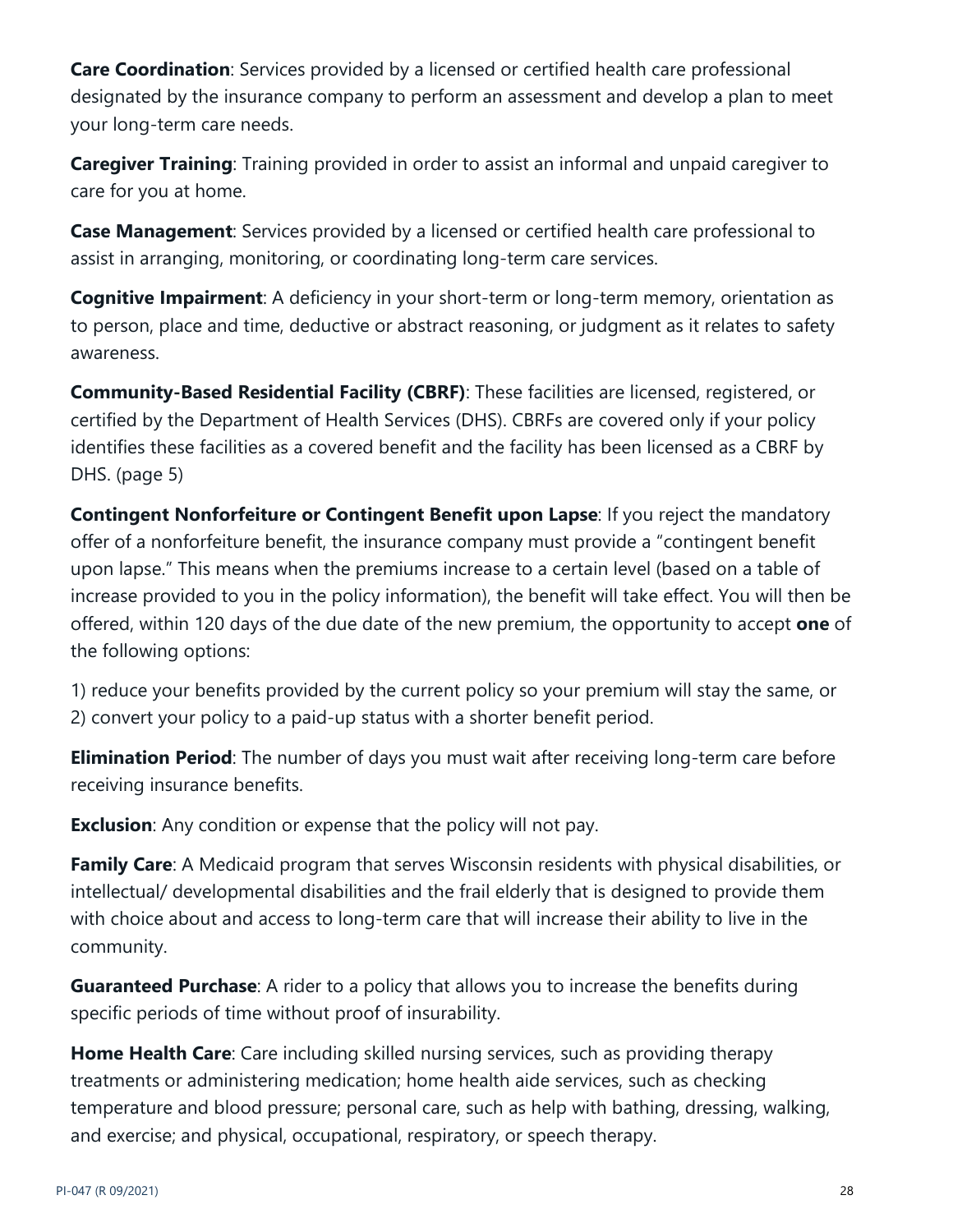**Care Coordination**: Services provided by a licensed or certified health care professional designated by the insurance company to perform an assessment and develop a plan to meet your long-term care needs.

**Caregiver Training**: Training provided in order to assist an informal and unpaid caregiver to care for you at home.

**Case Management**: Services provided by a licensed or certified health care professional to assist in arranging, monitoring, or coordinating long-term care services.

**Cognitive Impairment**: A deficiency in your short-term or long-term memory, orientation as to person, place and time, deductive or abstract reasoning, or judgment as it relates to safety awareness.

**Community-Based Residential Facility (CBRF)**: These facilities are licensed, registered, or certified by the Department of Health Services (DHS). CBRFs are covered only if your policy identifies these facilities as a covered benefit and the facility has been licensed as a CBRF by DHS. (page 5)

**Contingent Nonforfeiture or Contingent Benefit upon Lapse**: If you reject the mandatory offer of a nonforfeiture benefit, the insurance company must provide a "contingent benefit upon lapse." This means when the premiums increase to a certain level (based on a table of increase provided to you in the policy information), the benefit will take effect. You will then be offered, within 120 days of the due date of the new premium, the opportunity to accept **one** of the following options:

1) reduce your benefits provided by the current policy so your premium will stay the same, or
2) convert your policy to a paid-up status with a shorter benefit period.

**Elimination Period**: The number of days you must wait after receiving long-term care before receiving insurance benefits.

**Exclusion**: Any condition or expense that the policy will not pay.

**Family Care**: A Medicaid program that serves Wisconsin residents with physical disabilities, or intellectual/ developmental disabilities and the frail elderly that is designed to provide them with choice about and access to long-term care that will increase their ability to live in the community.

**Guaranteed Purchase**: A rider to a policy that allows you to increase the benefits during specific periods of time without proof of insurability.

**Home Health Care**: Care including skilled nursing services, such as providing therapy treatments or administering medication; home health aide services, such as checking temperature and blood pressure; personal care, such as help with bathing, dressing, walking, and exercise; and physical, occupational, respiratory, or speech therapy.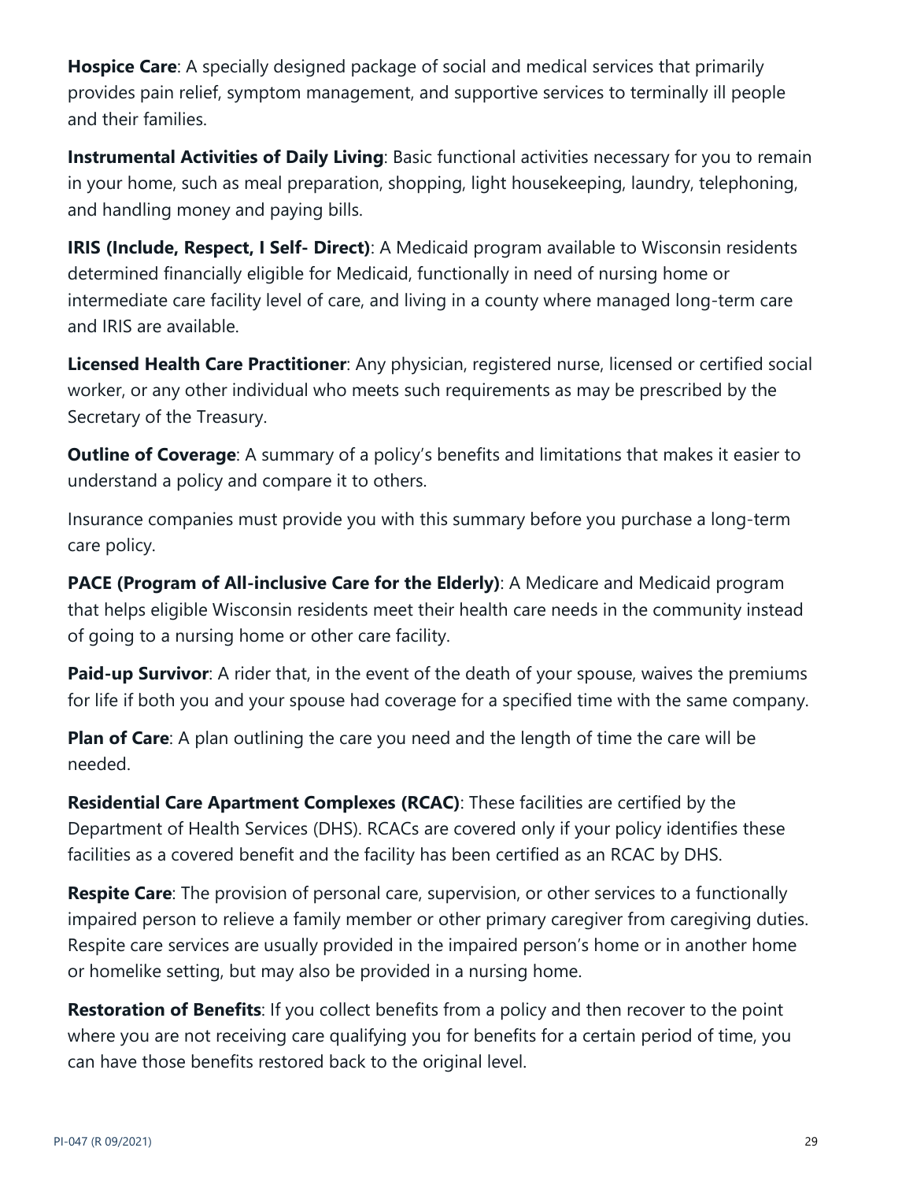**Hospice Care**: A specially designed package of social and medical services that primarily provides pain relief, symptom management, and supportive services to terminally ill people and their families.

**Instrumental Activities of Daily Living**: Basic functional activities necessary for you to remain in your home, such as meal preparation, shopping, light housekeeping, laundry, telephoning, and handling money and paying bills.

**IRIS (Include, Respect, I Self- Direct)**: A Medicaid program available to Wisconsin residents determined financially eligible for Medicaid, functionally in need of nursing home or intermediate care facility level of care, and living in a county where managed long-term care and IRIS are available.

**Licensed Health Care Practitioner**: Any physician, registered nurse, licensed or certified social worker, or any other individual who meets such requirements as may be prescribed by the Secretary of the Treasury.

**Outline of Coverage**: A summary of a policy's benefits and limitations that makes it easier to understand a policy and compare it to others.

Insurance companies must provide you with this summary before you purchase a long-term care policy.

**PACE (Program of All-inclusive Care for the Elderly)**: A Medicare and Medicaid program that helps eligible Wisconsin residents meet their health care needs in the community instead of going to a nursing home or other care facility.

**Paid-up Survivor**: A rider that, in the event of the death of your spouse, waives the premiums for life if both you and your spouse had coverage for a specified time with the same company.

**Plan of Care**: A plan outlining the care you need and the length of time the care will be needed.

**Residential Care Apartment Complexes (RCAC)**: These facilities are certified by the Department of Health Services (DHS). RCACs are covered only if your policy identifies these facilities as a covered benefit and the facility has been certified as an RCAC by DHS.

**Respite Care**: The provision of personal care, supervision, or other services to a functionally impaired person to relieve a family member or other primary caregiver from caregiving duties. Respite care services are usually provided in the impaired person's home or in another home or homelike setting, but may also be provided in a nursing home.

**Restoration of Benefits**: If you collect benefits from a policy and then recover to the point where you are not receiving care qualifying you for benefits for a certain period of time, you can have those benefits restored back to the original level.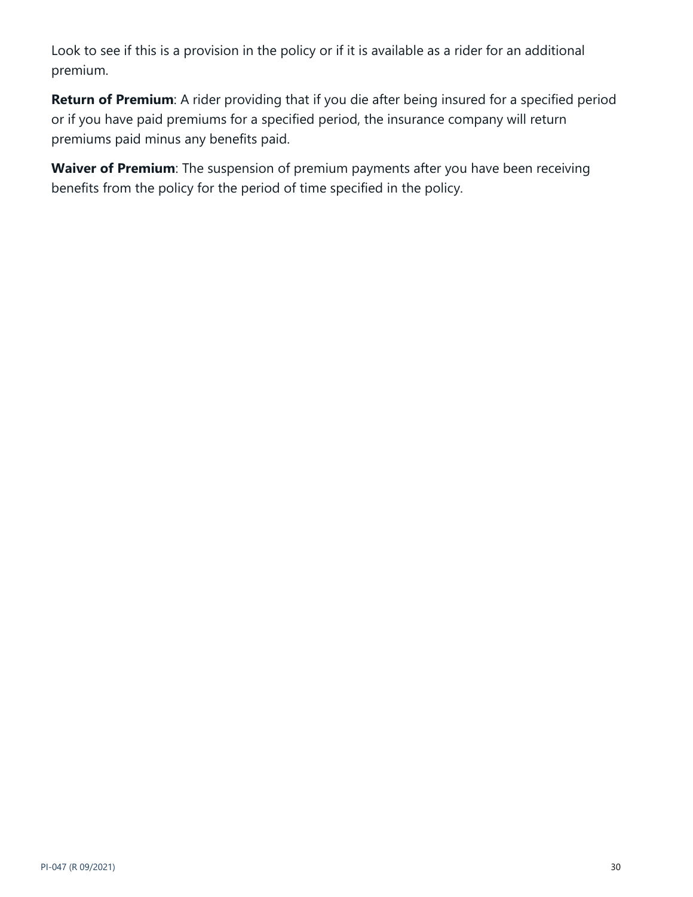Look to see if this is a provision in the policy or if it is available as a rider for an additional premium.

**Return of Premium**: A rider providing that if you die after being insured for a specified period or if you have paid premiums for a specified period, the insurance company will return premiums paid minus any benefits paid.

**Waiver of Premium**: The suspension of premium payments after you have been receiving benefits from the policy for the period of time specified in the policy.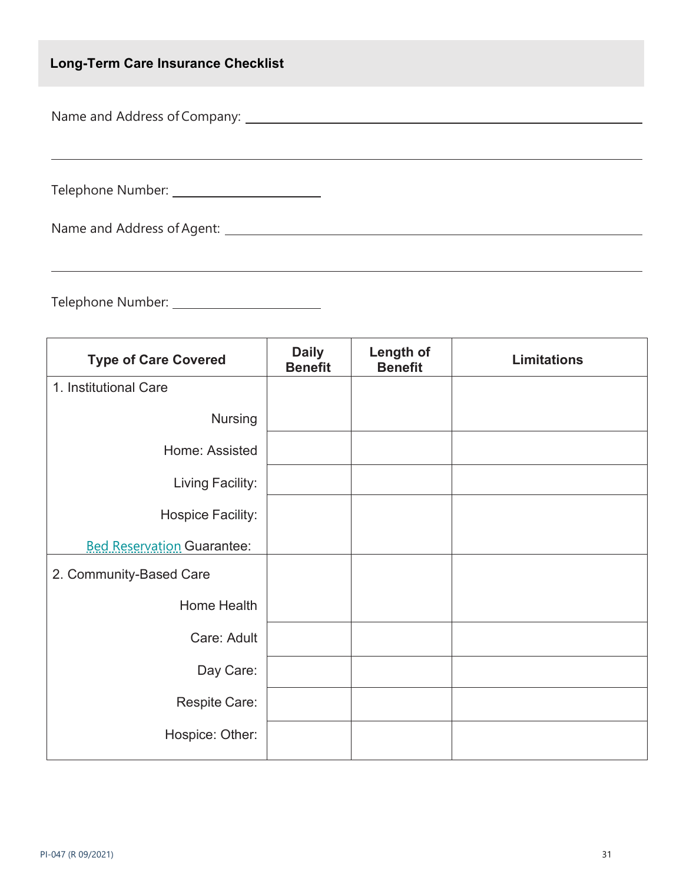## Long-Term Care Insurance Checklist

Name and Address of Company: ______________________________________________

______________________________________________

Telephone Number: ______________________

Name and Address of Agent: ______________________________________________

______________________________________________

Telephone Number: ______________________

| Type of Care Covered | Daily Benefit | Length of Benefit | Limitations |
|---|---|---|---|
| 1. Institutional Care<br>Nursing | | | |
| Home: Assisted | | | |
| Living Facility: | | | |
| Hospice Facility:<br>Bed Reservation Guarantee: | | | |
| 2. Community-Based Care<br>Home Health | | | |
| Care: Adult | | | |
| Day Care: | | | |
| Respite Care: | | | |
| Hospice: Other: | | | |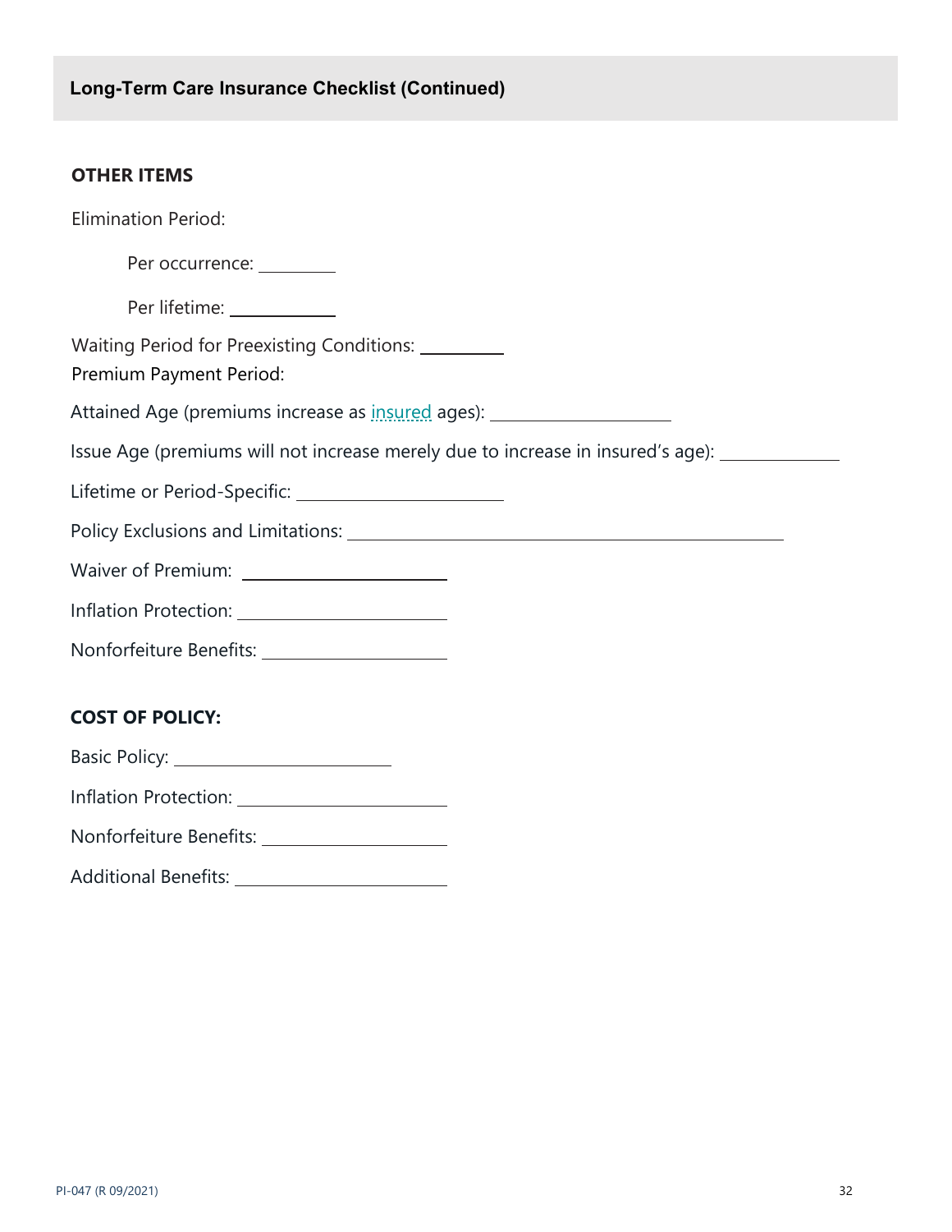## Long-Term Care Insurance Checklist (Continued)

### OTHER ITEMS

Elimination Period:

Per occurrence: _________

Per lifetime: ____________

Waiting Period for Preexisting Conditions: _________

Premium Payment Period:

Attained Age (premiums increase as insured ages): ____________________

Issue Age (premiums will not increase merely due to increase in insured's age): _____________

Lifetime or Period-Specific: _______________________

Policy Exclusions and Limitations: ______________________________________________

Waiver of Premium: ______________________

Inflation Protection: ______________________

Nonforfeiture Benefits: ____________________

### COST OF POLICY:

Basic Policy: ________________________

Inflation Protection: ______________________

Nonforfeiture Benefits: ____________________

Additional Benefits: _______________________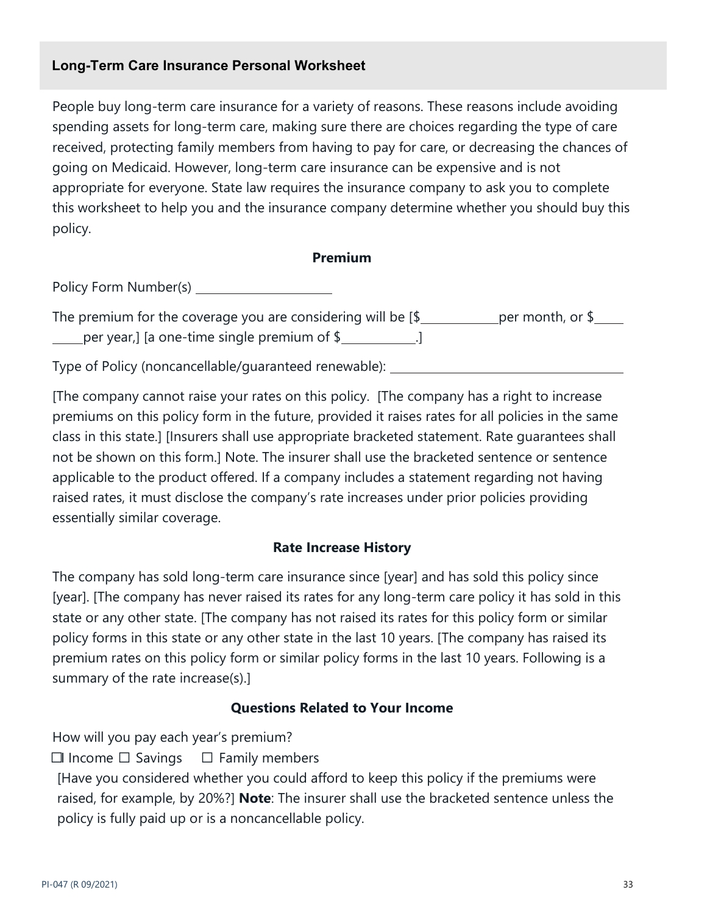## Long-Term Care Insurance Personal Worksheet

People buy long-term care insurance for a variety of reasons. These reasons include avoiding spending assets for long-term care, making sure there are choices regarding the type of care received, protecting family members from having to pay for care, or decreasing the chances of going on Medicaid. However, long-term care insurance can be expensive and is not appropriate for everyone. State law requires the insurance company to ask you to complete this worksheet to help you and the insurance company determine whether you should buy this policy.

### Premium

Policy Form Number(s) ______________________

The premium for the coverage you are considering will be [$____________per month, or $__________per year,] [a one-time single premium of $____________.]

Type of Policy (noncancellable/guaranteed renewable): ______________________________________

[The company cannot raise your rates on this policy. [The company has a right to increase premiums on this policy form in the future, provided it raises rates for all policies in the same class in this state.] [Insurers shall use appropriate bracketed statement. Rate guarantees shall not be shown on this form.] Note. The insurer shall use the bracketed sentence or sentence applicable to the product offered. If a company includes a statement regarding not having raised rates, it must disclose the company's rate increases under prior policies providing essentially similar coverage.

### Rate Increase History

The company has sold long-term care insurance since [year] and has sold this policy since [year]. [The company has never raised its rates for any long-term care policy it has sold in this state or any other state. [The company has not raised its rates for this policy form or similar policy forms in this state or any other state in the last 10 years. [The company has raised its premium rates on this policy form or similar policy forms in the last 10 years. Following is a summary of the rate increase(s).]

### Questions Related to Your Income

How will you pay each year's premium?

☐ Income ☐ Savings ☐ Family members

[Have you considered whether you could afford to keep this policy if the premiums were raised, for example, by 20%?] **Note**: The insurer shall use the bracketed sentence unless the policy is fully paid up or is a noncancellable policy.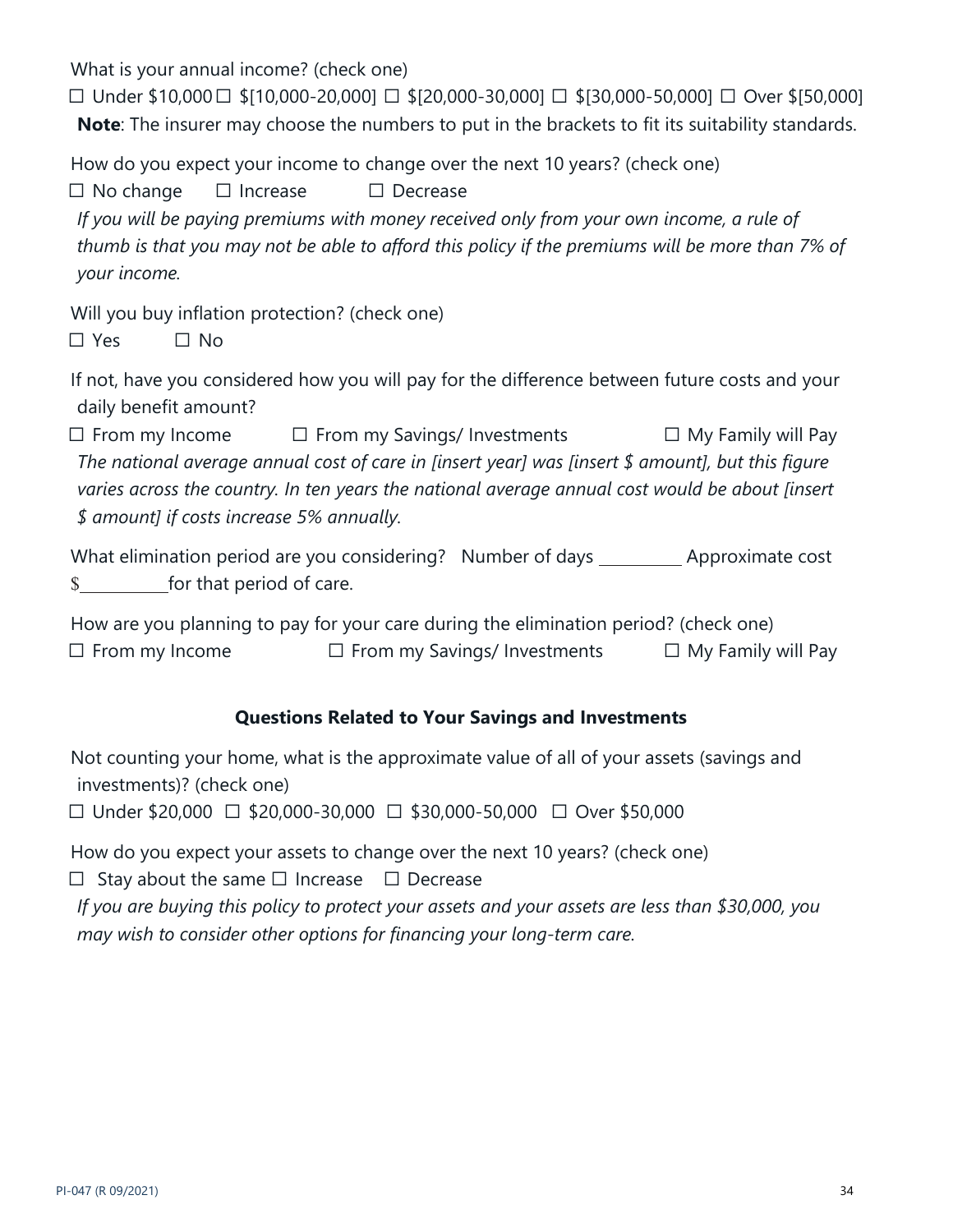What is your annual income? (check one)

☐ Under $10,000 ☐ $[10,000-20,000] ☐ $[20,000-30,000] ☐ $[30,000-50,000] ☐ Over $[50,000]

**Note**: The insurer may choose the numbers to put in the brackets to fit its suitability standards.

How do you expect your income to change over the next 10 years? (check one)

☐ No change ☐ Increase ☐ Decrease

*If you will be paying premiums with money received only from your own income, a rule of thumb is that you may not be able to afford this policy if the premiums will be more than 7% of your income.*

Will you buy inflation protection? (check one)

☐ Yes ☐ No

If not, have you considered how you will pay for the difference between future costs and your daily benefit amount?

☐ From my Income ☐ From my Savings/ Investments ☐ My Family will Pay

*The national average annual cost of care in [insert year] was [insert $ amount], but this figure varies across the country. In ten years the national average annual cost would be about [insert $ amount] if costs increase 5% annually.*

What elimination period are you considering? Number of days __________ Approximate cost $__________ for that period of care.

How are you planning to pay for your care during the elimination period? (check one)

☐ From my Income ☐ From my Savings/ Investments ☐ My Family will Pay

### Questions Related to Your Savings and Investments

Not counting your home, what is the approximate value of all of your assets (savings and investments)? (check one)

☐ Under $20,000 ☐ $20,000-30,000 ☐ $30,000-50,000 ☐ Over $50,000

How do you expect your assets to change over the next 10 years? (check one)

☐ Stay about the same ☐ Increase ☐ Decrease

*If you are buying this policy to protect your assets and your assets are less than $30,000, you may wish to consider other options for financing your long-term care.*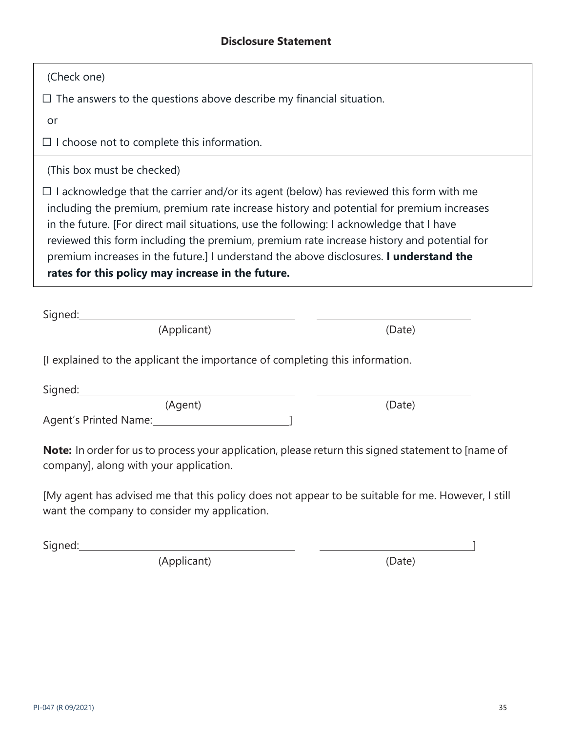## Disclosure Statement

(Check one)

☐ The answers to the questions above describe my financial situation.

or

☐ I choose not to complete this information.

(This box must be checked)

☐ I acknowledge that the carrier and/or its agent (below) has reviewed this form with me including the premium, premium rate increase history and potential for premium increases in the future. [For direct mail situations, use the following: I acknowledge that I have reviewed this form including the premium, premium rate increase history and potential for premium increases in the future.] I understand the above disclosures. **I understand the rates for this policy may increase in the future.**

Signed:\_\_\_\_\_\_\_\_\_\_\_\_\_\_\_\_\_\_\_\_\_\_\_\_\_\_\_\_ \_\_\_\_\_\_\_\_\_\_\_\_\_\_\_\_\_\_\_\_

(Applicant) (Date)

[I explained to the applicant the importance of completing this information.

Signed:\_\_\_\_\_\_\_\_\_\_\_\_\_\_\_\_\_\_\_\_\_\_\_\_\_\_\_\_ \_\_\_\_\_\_\_\_\_\_\_\_\_\_\_\_\_\_\_\_

(Agent) (Date)

Agent's Printed Name:\_\_\_\_\_\_\_\_\_\_\_\_\_\_\_\_\_\_\_\_]

**Note:** In order for us to process your application, please return this signed statement to [name of company], along with your application.

[My agent has advised me that this policy does not appear to be suitable for me. However, I still want the company to consider my application.

Signed:\_\_\_\_\_\_\_\_\_\_\_\_\_\_\_\_\_\_\_\_\_\_\_\_\_\_\_\_ \_\_\_\_\_\_\_\_\_\_\_\_\_\_\_\_\_\_\_\_]

(Applicant) (Date)